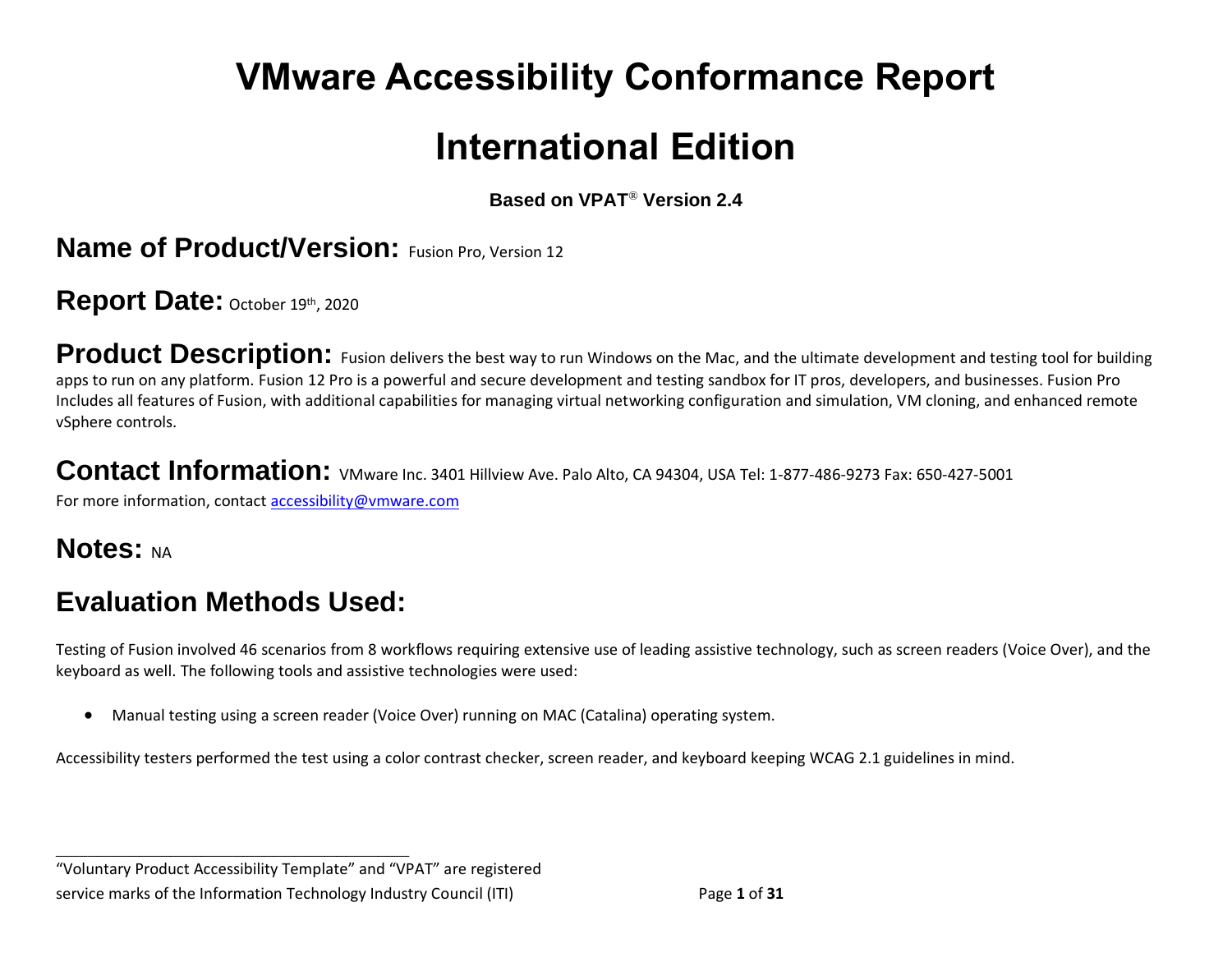# VMware Accessibility Conformance Report

# International Edition

**Based on VPAT® Version 2.4**

## Name of Product/Version: Fusion Pro, Version 12

## Report Date: October 19th, 2020

## Product Description: Fusion delivers the best way to run Windows on the Mac, and the ultimate development and testing tool for building apps to run on any platform. Fusion 12 Pro is a powerful and secure development and testing sandbox for IT pros, developers, and businesses. Fusion Pro Includes all features of Fusion, with additional capabilities for managing virtual networking configuration and simulation, VM cloning, and enhanced remote vSphere controls.

## Contact Information: VMware Inc. 3401 Hillview Ave. Palo Alto, CA 94304, USA Tel: 1-877-486-9273 Fax: 650-427-5001

For more information, contact accessibility@vmware.com

## Notes: NA

## Evaluation Methods Used:

Testing of Fusion involved 46 scenarios from 8 workflows requiring extensive use of leading assistive technology, such as screen readers (Voice Over), and the keyboard as well. The following tools and assistive technologies were used:

- Manual testing using a screen reader (Voice Over) running on MAC (Catalina) operating system.

Accessibility testers performed the test using a color contrast checker, screen reader, and keyboard keeping WCAG 2.1 guidelines in mind.

---

"Voluntary Product Accessibility Template" and "VPAT" are registered service marks of the Information Technology Industry Council (ITI)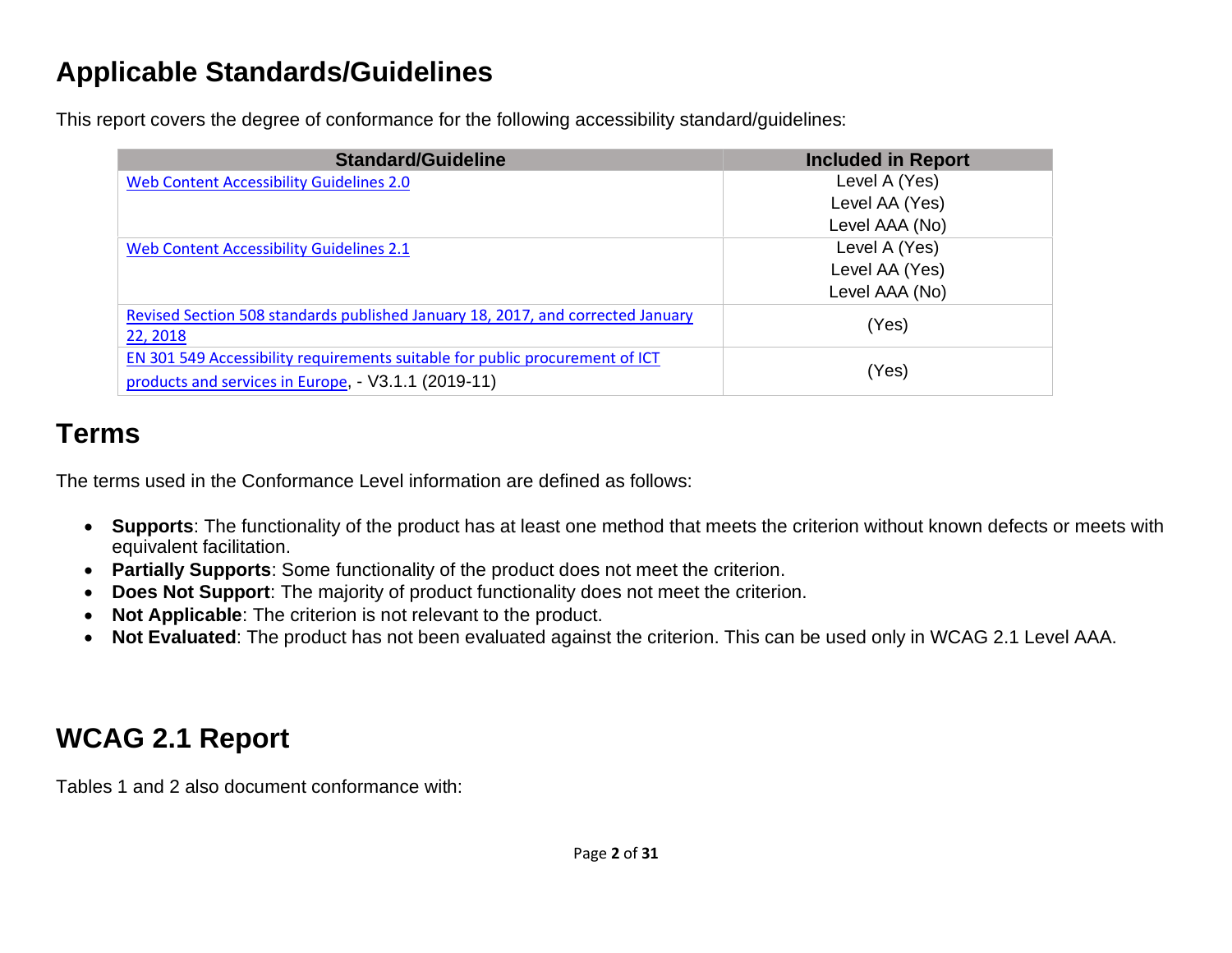## Applicable Standards/Guidelines

This report covers the degree of conformance for the following accessibility standard/guidelines:

| Standard/Guideline | Included in Report |
| --- | --- |
| Web Content Accessibility Guidelines 2.0 | Level A (Yes)<br>Level AA (Yes)<br>Level AAA (No) |
| Web Content Accessibility Guidelines 2.1 | Level A (Yes)<br>Level AA (Yes)<br>Level AAA (No) |
| Revised Section 508 standards published January 18, 2017, and corrected January 22, 2018 | (Yes) |
| EN 301 549 Accessibility requirements suitable for public procurement of ICT products and services in Europe, - V3.1.1 (2019-11) | (Yes) |

## Terms

The terms used in the Conformance Level information are defined as follows:

- **Supports**: The functionality of the product has at least one method that meets the criterion without known defects or meets with equivalent facilitation.
- **Partially Supports**: Some functionality of the product does not meet the criterion.
- **Does Not Support**: The majority of product functionality does not meet the criterion.
- **Not Applicable**: The criterion is not relevant to the product.
- **Not Evaluated**: The product has not been evaluated against the criterion. This can be used only in WCAG 2.1 Level AAA.

## WCAG 2.1 Report

Tables 1 and 2 also document conformance with: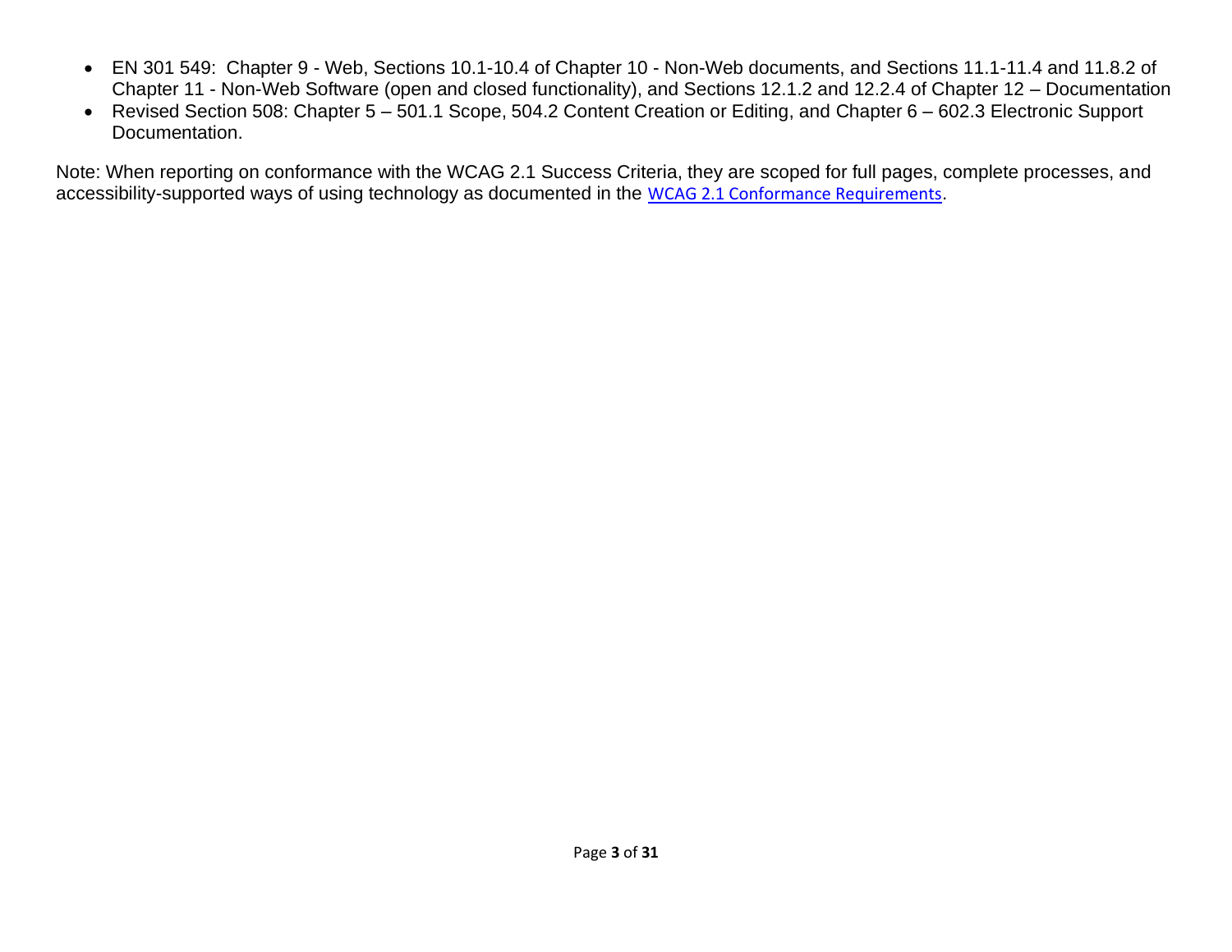- EN 301 549: Chapter 9 - Web, Sections 10.1-10.4 of Chapter 10 - Non-Web documents, and Sections 11.1-11.4 and 11.8.2 of Chapter 11 - Non-Web Software (open and closed functionality), and Sections 12.1.2 and 12.2.4 of Chapter 12 – Documentation
- Revised Section 508: Chapter 5 – 501.1 Scope, 504.2 Content Creation or Editing, and Chapter 6 – 602.3 Electronic Support Documentation.

Note: When reporting on conformance with the WCAG 2.1 Success Criteria, they are scoped for full pages, complete processes, and accessibility-supported ways of using technology as documented in the WCAG 2.1 Conformance Requirements.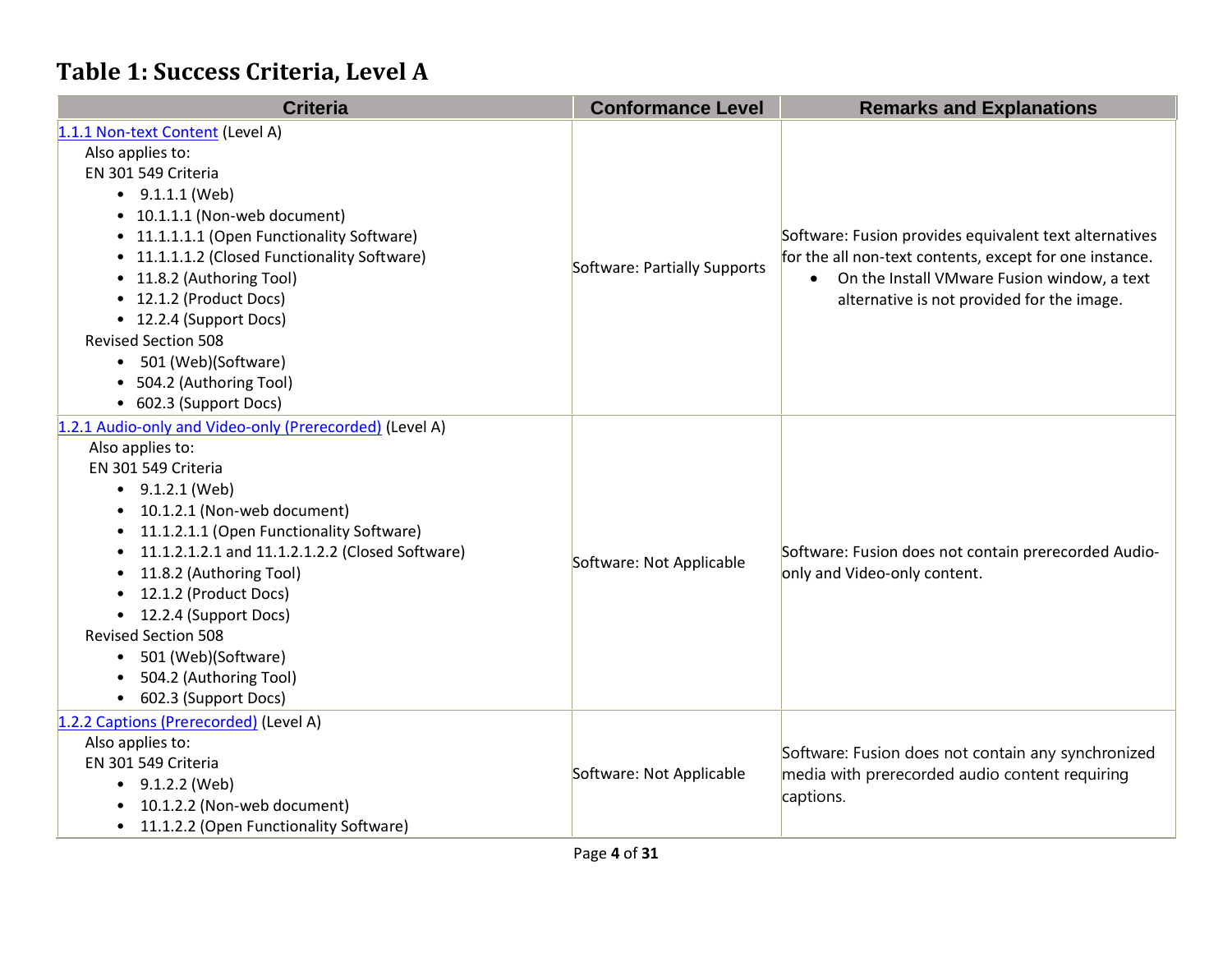## Table 1: Success Criteria, Level A

| Criteria | Conformance Level | Remarks and Explanations |
|---|---|---|
| 1.1.1 Non-text Content (Level A)<br>Also applies to:<br>EN 301 549 Criteria<br>• 9.1.1.1 (Web)<br>• 10.1.1.1 (Non-web document)<br>• 11.1.1.1.1 (Open Functionality Software)<br>• 11.1.1.1.2 (Closed Functionality Software)<br>• 11.8.2 (Authoring Tool)<br>• 12.1.2 (Product Docs)<br>• 12.2.4 (Support Docs)<br>Revised Section 508<br>• 501 (Web)(Software)<br>• 504.2 (Authoring Tool)<br>• 602.3 (Support Docs) | Software: Partially Supports | Software: Fusion provides equivalent text alternatives for the all non-text contents, except for one instance.<br>• On the Install VMware Fusion window, a text alternative is not provided for the image. |
| 1.2.1 Audio-only and Video-only (Prerecorded) (Level A)<br>Also applies to:<br>EN 301 549 Criteria<br>• 9.1.2.1 (Web)<br>• 10.1.2.1 (Non-web document)<br>• 11.1.2.1.1 (Open Functionality Software)<br>• 11.1.2.1.2.1 and 11.1.2.1.2.2 (Closed Software)<br>• 11.8.2 (Authoring Tool)<br>• 12.1.2 (Product Docs)<br>• 12.2.4 (Support Docs)<br>Revised Section 508<br>• 501 (Web)(Software)<br>• 504.2 (Authoring Tool)<br>• 602.3 (Support Docs) | Software: Not Applicable | Software: Fusion does not contain prerecorded Audio-only and Video-only content. |
| 1.2.2 Captions (Prerecorded) (Level A)<br>Also applies to:<br>EN 301 549 Criteria<br>• 9.1.2.2 (Web)<br>• 10.1.2.2 (Non-web document)<br>• 11.1.2.2 (Open Functionality Software) | Software: Not Applicable | Software: Fusion does not contain any synchronized media with prerecorded audio content requiring captions. |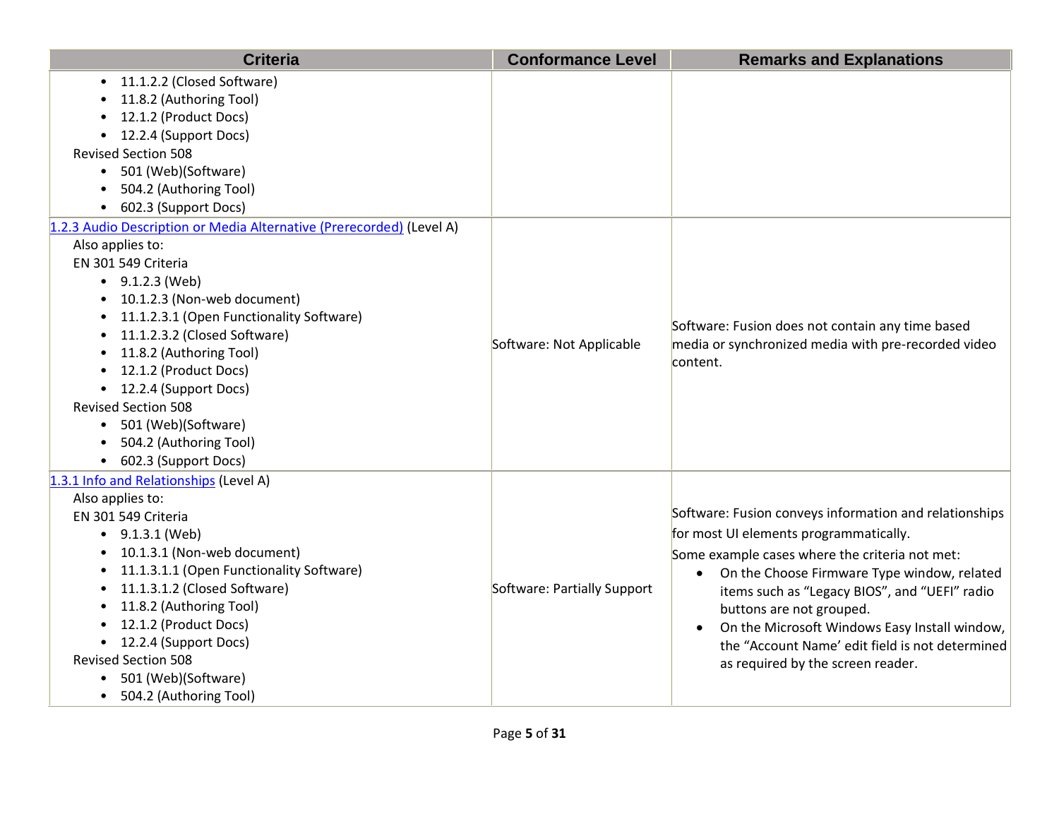| Criteria | Conformance Level | Remarks and Explanations |
|---|---|---|
| • 11.1.2.2 (Closed Software)<br>• 11.8.2 (Authoring Tool)<br>• 12.1.2 (Product Docs)<br>• 12.2.4 (Support Docs)<br>Revised Section 508<br>• 501 (Web)(Software)<br>• 504.2 (Authoring Tool)<br>• 602.3 (Support Docs) | | |
| [1.2.3 Audio Description or Media Alternative (Prerecorded)](#) (Level A)<br>Also applies to:<br>EN 301 549 Criteria<br>• 9.1.2.3 (Web)<br>• 10.1.2.3 (Non-web document)<br>• 11.1.2.3.1 (Open Functionality Software)<br>• 11.1.2.3.2 (Closed Software)<br>• 11.8.2 (Authoring Tool)<br>• 12.1.2 (Product Docs)<br>• 12.2.4 (Support Docs)<br>Revised Section 508<br>• 501 (Web)(Software)<br>• 504.2 (Authoring Tool)<br>• 602.3 (Support Docs) | Software: Not Applicable | Software: Fusion does not contain any time based media or synchronized media with pre-recorded video content. |
| [1.3.1 Info and Relationships](#) (Level A)<br>Also applies to:<br>EN 301 549 Criteria<br>• 9.1.3.1 (Web)<br>• 10.1.3.1 (Non-web document)<br>• 11.1.3.1.1 (Open Functionality Software)<br>• 11.1.3.1.2 (Closed Software)<br>• 11.8.2 (Authoring Tool)<br>• 12.1.2 (Product Docs)<br>• 12.2.4 (Support Docs)<br>Revised Section 508<br>• 501 (Web)(Software)<br>• 504.2 (Authoring Tool) | Software: Partially Support | Software: Fusion conveys information and relationships for most UI elements programmatically.<br>Some example cases where the criteria not met:<br>• On the Choose Firmware Type window, related items such as "Legacy BIOS", and "UEFI" radio buttons are not grouped.<br>• On the Microsoft Windows Easy Install window, the "Account Name' edit field is not determined as required by the screen reader. |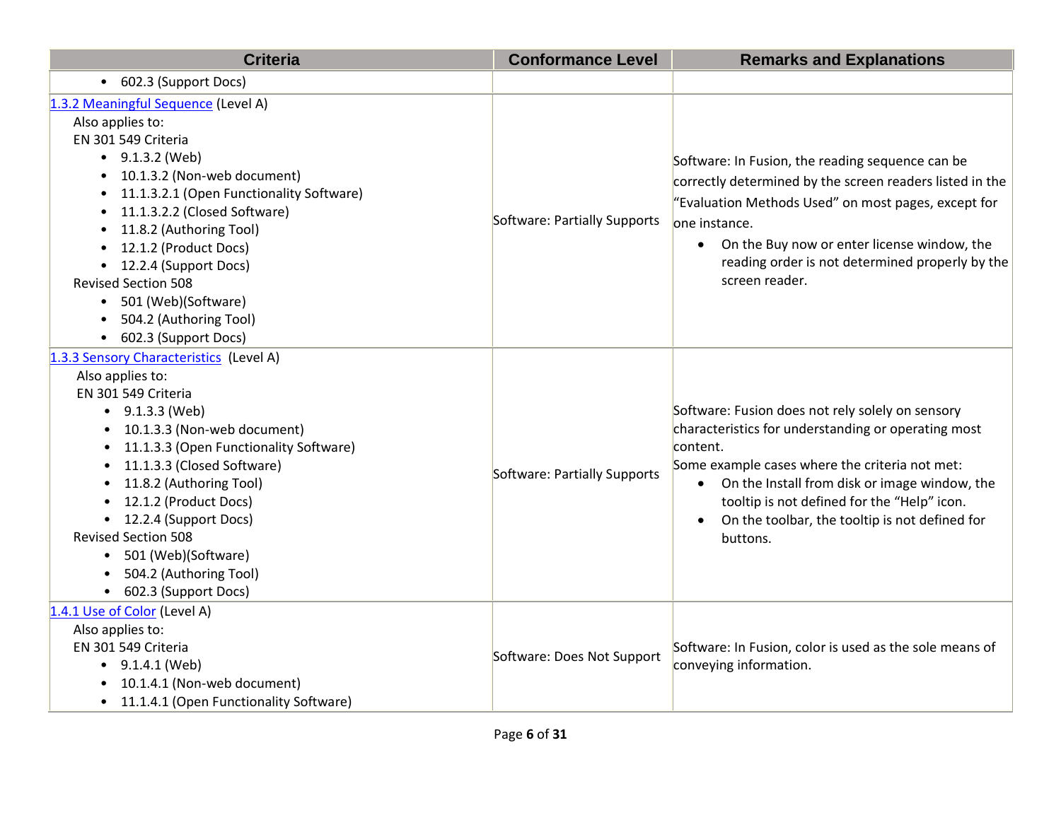| Criteria | Conformance Level | Remarks and Explanations |
|---|---|---|
| • 602.3 (Support Docs) | | |
| [1.3.2 Meaningful Sequence](#) (Level A)<br>Also applies to:<br>EN 301 549 Criteria<br>• 9.1.3.2 (Web)<br>• 10.1.3.2 (Non-web document)<br>• 11.1.3.2.1 (Open Functionality Software)<br>• 11.1.3.2.2 (Closed Software)<br>• 11.8.2 (Authoring Tool)<br>• 12.1.2 (Product Docs)<br>• 12.2.4 (Support Docs)<br>Revised Section 508<br>• 501 (Web)(Software)<br>• 504.2 (Authoring Tool)<br>• 602.3 (Support Docs) | Software: Partially Supports | Software: In Fusion, the reading sequence can be correctly determined by the screen readers listed in the "Evaluation Methods Used" on most pages, except for one instance.<br>• On the Buy now or enter license window, the reading order is not determined properly by the screen reader. |
| [1.3.3 Sensory Characteristics](#) (Level A)<br>Also applies to:<br>EN 301 549 Criteria<br>• 9.1.3.3 (Web)<br>• 10.1.3.3 (Non-web document)<br>• 11.1.3.3 (Open Functionality Software)<br>• 11.1.3.3 (Closed Software)<br>• 11.8.2 (Authoring Tool)<br>• 12.1.2 (Product Docs)<br>• 12.2.4 (Support Docs)<br>Revised Section 508<br>• 501 (Web)(Software)<br>• 504.2 (Authoring Tool)<br>• 602.3 (Support Docs) | Software: Partially Supports | Software: Fusion does not rely solely on sensory characteristics for understanding or operating most content.<br>Some example cases where the criteria not met:<br>• On the Install from disk or image window, the tooltip is not defined for the "Help" icon.<br>• On the toolbar, the tooltip is not defined for buttons. |
| [1.4.1 Use of Color](#) (Level A)<br>Also applies to:<br>EN 301 549 Criteria<br>• 9.1.4.1 (Web)<br>• 10.1.4.1 (Non-web document)<br>• 11.1.4.1 (Open Functionality Software) | Software: Does Not Support | Software: In Fusion, color is used as the sole means of conveying information. |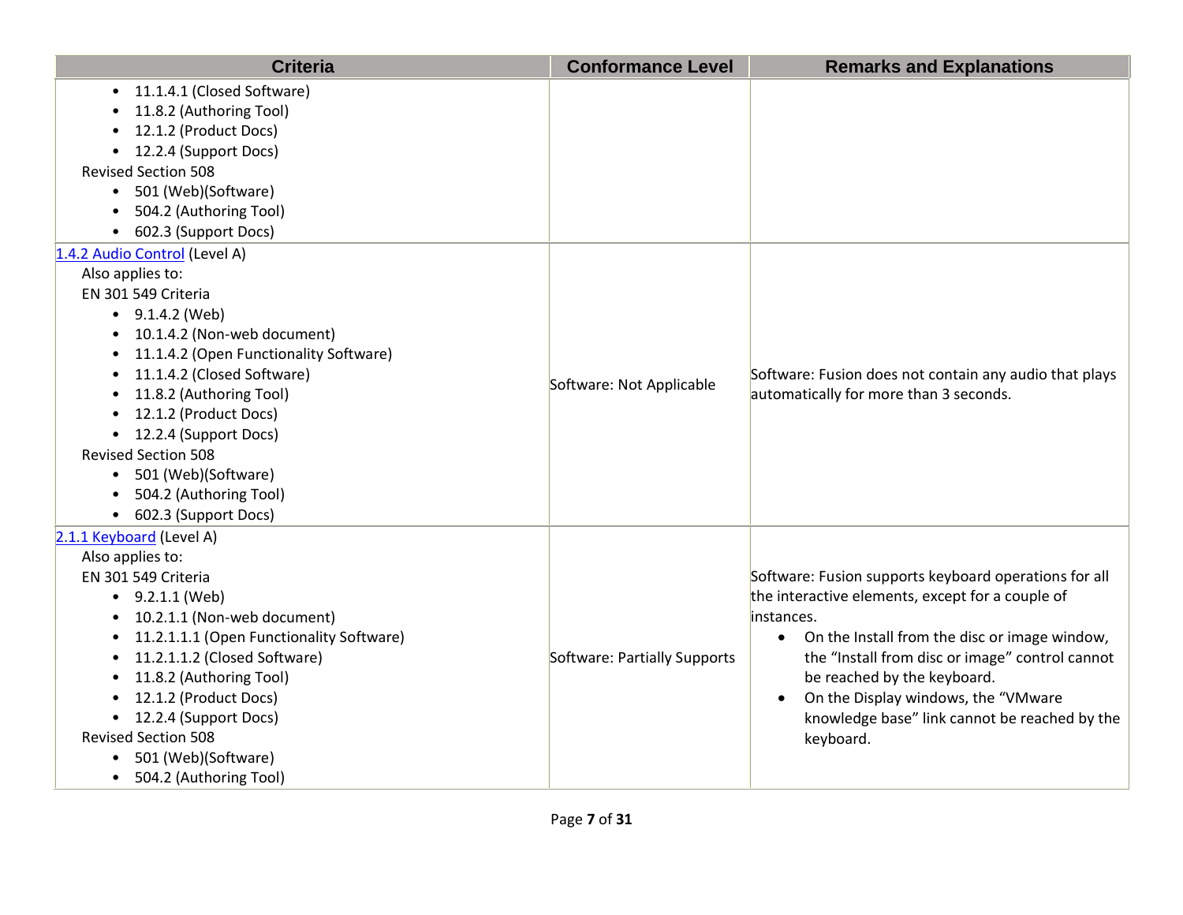| Criteria | Conformance Level | Remarks and Explanations |
|---|---|---|
| • 11.1.4.1 (Closed Software)<br>• 11.8.2 (Authoring Tool)<br>• 12.1.2 (Product Docs)<br>• 12.2.4 (Support Docs)<br>Revised Section 508<br>• 501 (Web)(Software)<br>• 504.2 (Authoring Tool)<br>• 602.3 (Support Docs) | | |
| [1.4.2 Audio Control](#) (Level A)<br>Also applies to:<br>EN 301 549 Criteria<br>• 9.1.4.2 (Web)<br>• 10.1.4.2 (Non-web document)<br>• 11.1.4.2 (Open Functionality Software)<br>• 11.1.4.2 (Closed Software)<br>• 11.8.2 (Authoring Tool)<br>• 12.1.2 (Product Docs)<br>• 12.2.4 (Support Docs)<br>Revised Section 508<br>• 501 (Web)(Software)<br>• 504.2 (Authoring Tool)<br>• 602.3 (Support Docs) | Software: Not Applicable | Software: Fusion does not contain any audio that plays automatically for more than 3 seconds. |
| [2.1.1 Keyboard](#) (Level A)<br>Also applies to:<br>EN 301 549 Criteria<br>• 9.2.1.1 (Web)<br>• 10.2.1.1 (Non-web document)<br>• 11.2.1.1.1 (Open Functionality Software)<br>• 11.2.1.1.2 (Closed Software)<br>• 11.8.2 (Authoring Tool)<br>• 12.1.2 (Product Docs)<br>• 12.2.4 (Support Docs)<br>Revised Section 508<br>• 501 (Web)(Software)<br>• 504.2 (Authoring Tool) | Software: Partially Supports | Software: Fusion supports keyboard operations for all the interactive elements, except for a couple of instances.<br>• On the Install from the disc or image window, the "Install from disc or image" control cannot be reached by the keyboard.<br>• On the Display windows, the "VMware knowledge base" link cannot be reached by the keyboard. |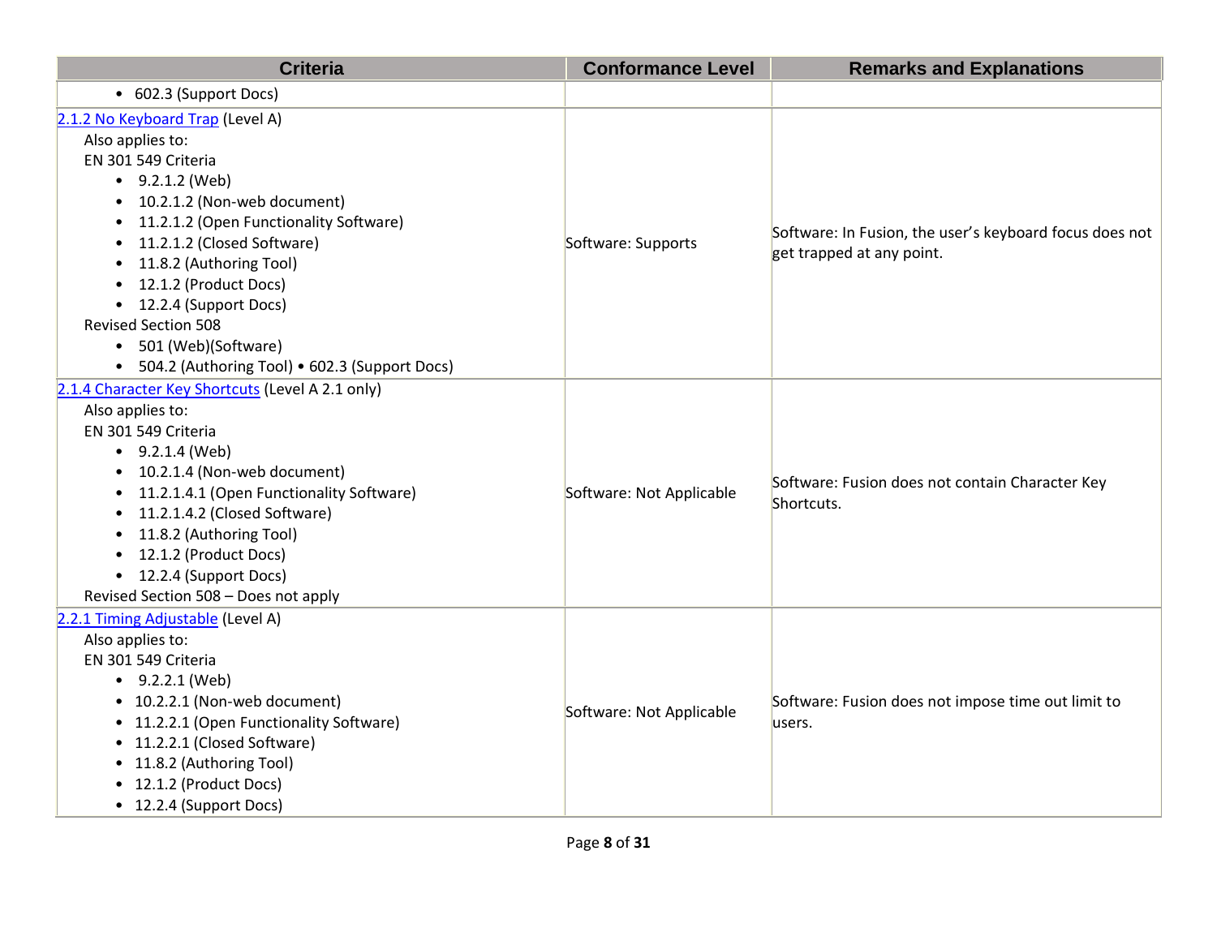| Criteria | Conformance Level | Remarks and Explanations |
|---|---|---|
| • 602.3 (Support Docs) | | |
| [2.1.2 No Keyboard Trap](#) (Level A)<br>Also applies to:<br>EN 301 549 Criteria<br>• 9.2.1.2 (Web)<br>• 10.2.1.2 (Non-web document)<br>• 11.2.1.2 (Open Functionality Software)<br>• 11.2.1.2 (Closed Software)<br>• 11.8.2 (Authoring Tool)<br>• 12.1.2 (Product Docs)<br>• 12.2.4 (Support Docs)<br>Revised Section 508<br>• 501 (Web)(Software)<br>• 504.2 (Authoring Tool) • 602.3 (Support Docs) | Software: Supports | Software: In Fusion, the user's keyboard focus does not get trapped at any point. |
| [2.1.4 Character Key Shortcuts](#) (Level A 2.1 only)<br>Also applies to:<br>EN 301 549 Criteria<br>• 9.2.1.4 (Web)<br>• 10.2.1.4 (Non-web document)<br>• 11.2.1.4.1 (Open Functionality Software)<br>• 11.2.1.4.2 (Closed Software)<br>• 11.8.2 (Authoring Tool)<br>• 12.1.2 (Product Docs)<br>• 12.2.4 (Support Docs)<br>Revised Section 508 – Does not apply | Software: Not Applicable | Software: Fusion does not contain Character Key Shortcuts. |
| [2.2.1 Timing Adjustable](#) (Level A)<br>Also applies to:<br>EN 301 549 Criteria<br>• 9.2.2.1 (Web)<br>• 10.2.2.1 (Non-web document)<br>• 11.2.2.1 (Open Functionality Software)<br>• 11.2.2.1 (Closed Software)<br>• 11.8.2 (Authoring Tool)<br>• 12.1.2 (Product Docs)<br>• 12.2.4 (Support Docs) | Software: Not Applicable | Software: Fusion does not impose time out limit to users. |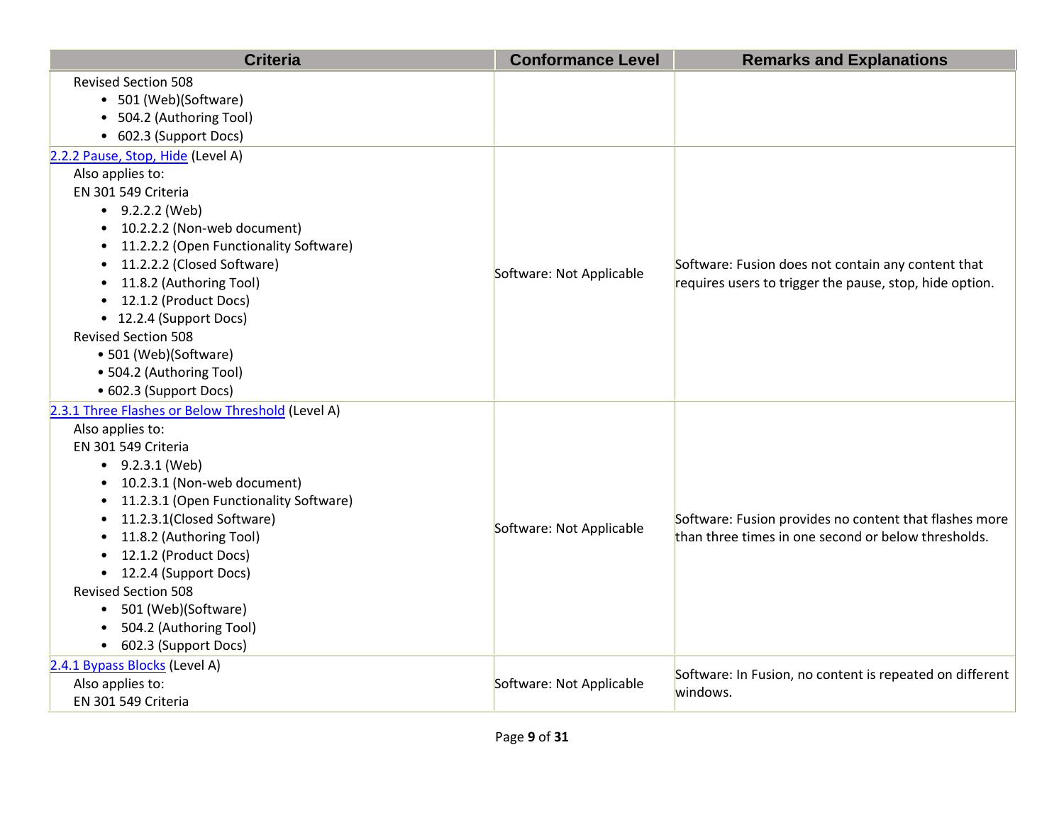| Criteria | Conformance Level | Remarks and Explanations |
|---|---|---|
| Revised Section 508<br>• 501 (Web)(Software)<br>• 504.2 (Authoring Tool)<br>• 602.3 (Support Docs) | | |
| [2.2.2 Pause, Stop, Hide](#) (Level A)<br>Also applies to:<br>EN 301 549 Criteria<br>• 9.2.2.2 (Web)<br>• 10.2.2.2 (Non-web document)<br>• 11.2.2.2 (Open Functionality Software)<br>• 11.2.2.2 (Closed Software)<br>• 11.8.2 (Authoring Tool)<br>• 12.1.2 (Product Docs)<br>• 12.2.4 (Support Docs)<br>Revised Section 508<br>• 501 (Web)(Software)<br>• 504.2 (Authoring Tool)<br>• 602.3 (Support Docs) | Software: Not Applicable | Software: Fusion does not contain any content that requires users to trigger the pause, stop, hide option. |
| [2.3.1 Three Flashes or Below Threshold](#) (Level A)<br>Also applies to:<br>EN 301 549 Criteria<br>• 9.2.3.1 (Web)<br>• 10.2.3.1 (Non-web document)<br>• 11.2.3.1 (Open Functionality Software)<br>• 11.2.3.1(Closed Software)<br>• 11.8.2 (Authoring Tool)<br>• 12.1.2 (Product Docs)<br>• 12.2.4 (Support Docs)<br>Revised Section 508<br>• 501 (Web)(Software)<br>• 504.2 (Authoring Tool)<br>• 602.3 (Support Docs) | Software: Not Applicable | Software: Fusion provides no content that flashes more than three times in one second or below thresholds. |
| [2.4.1 Bypass Blocks](#) (Level A)<br>Also applies to:<br>EN 301 549 Criteria | Software: Not Applicable | Software: In Fusion, no content is repeated on different windows. |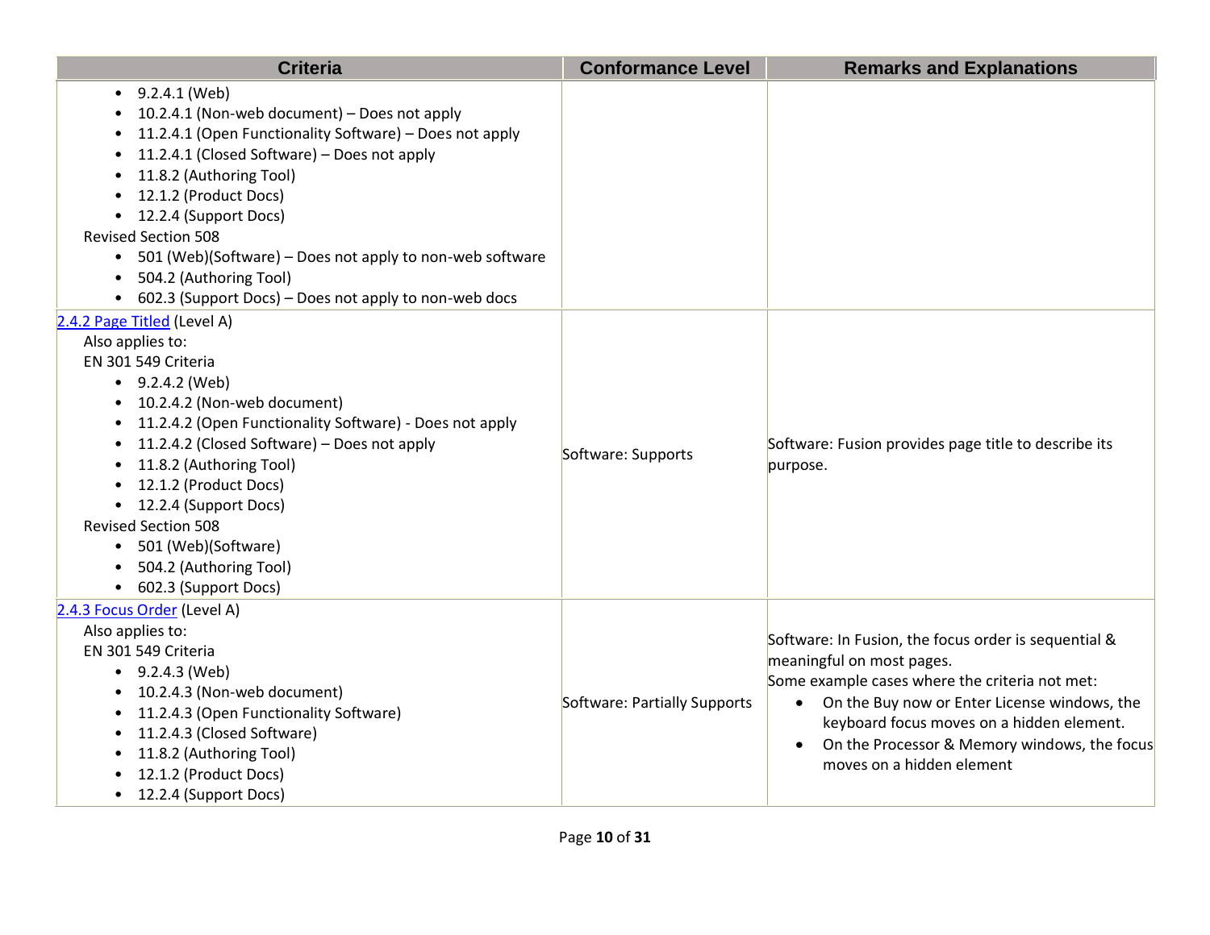| Criteria | Conformance Level | Remarks and Explanations |
|---|---|---|
| • 9.2.4.1 (Web)<br>• 10.2.4.1 (Non-web document) – Does not apply<br>• 11.2.4.1 (Open Functionality Software) – Does not apply<br>• 11.2.4.1 (Closed Software) – Does not apply<br>• 11.8.2 (Authoring Tool)<br>• 12.1.2 (Product Docs)<br>• 12.2.4 (Support Docs)<br>Revised Section 508<br>• 501 (Web)(Software) – Does not apply to non-web software<br>• 504.2 (Authoring Tool)<br>• 602.3 (Support Docs) – Does not apply to non-web docs | | |
| [2.4.2 Page Titled](#) (Level A)<br>Also applies to:<br>EN 301 549 Criteria<br>• 9.2.4.2 (Web)<br>• 10.2.4.2 (Non-web document)<br>• 11.2.4.2 (Open Functionality Software) - Does not apply<br>• 11.2.4.2 (Closed Software) – Does not apply<br>• 11.8.2 (Authoring Tool)<br>• 12.1.2 (Product Docs)<br>• 12.2.4 (Support Docs)<br>Revised Section 508<br>• 501 (Web)(Software)<br>• 504.2 (Authoring Tool)<br>• 602.3 (Support Docs) | Software: Supports | Software: Fusion provides page title to describe its purpose. |
| [2.4.3 Focus Order](#) (Level A)<br>Also applies to:<br>EN 301 549 Criteria<br>• 9.2.4.3 (Web)<br>• 10.2.4.3 (Non-web document)<br>• 11.2.4.3 (Open Functionality Software)<br>• 11.2.4.3 (Closed Software)<br>• 11.8.2 (Authoring Tool)<br>• 12.1.2 (Product Docs)<br>• 12.2.4 (Support Docs) | Software: Partially Supports | Software: In Fusion, the focus order is sequential & meaningful on most pages.<br>Some example cases where the criteria not met:<br>• On the Buy now or Enter License windows, the keyboard focus moves on a hidden element.<br>• On the Processor & Memory windows, the focus moves on a hidden element |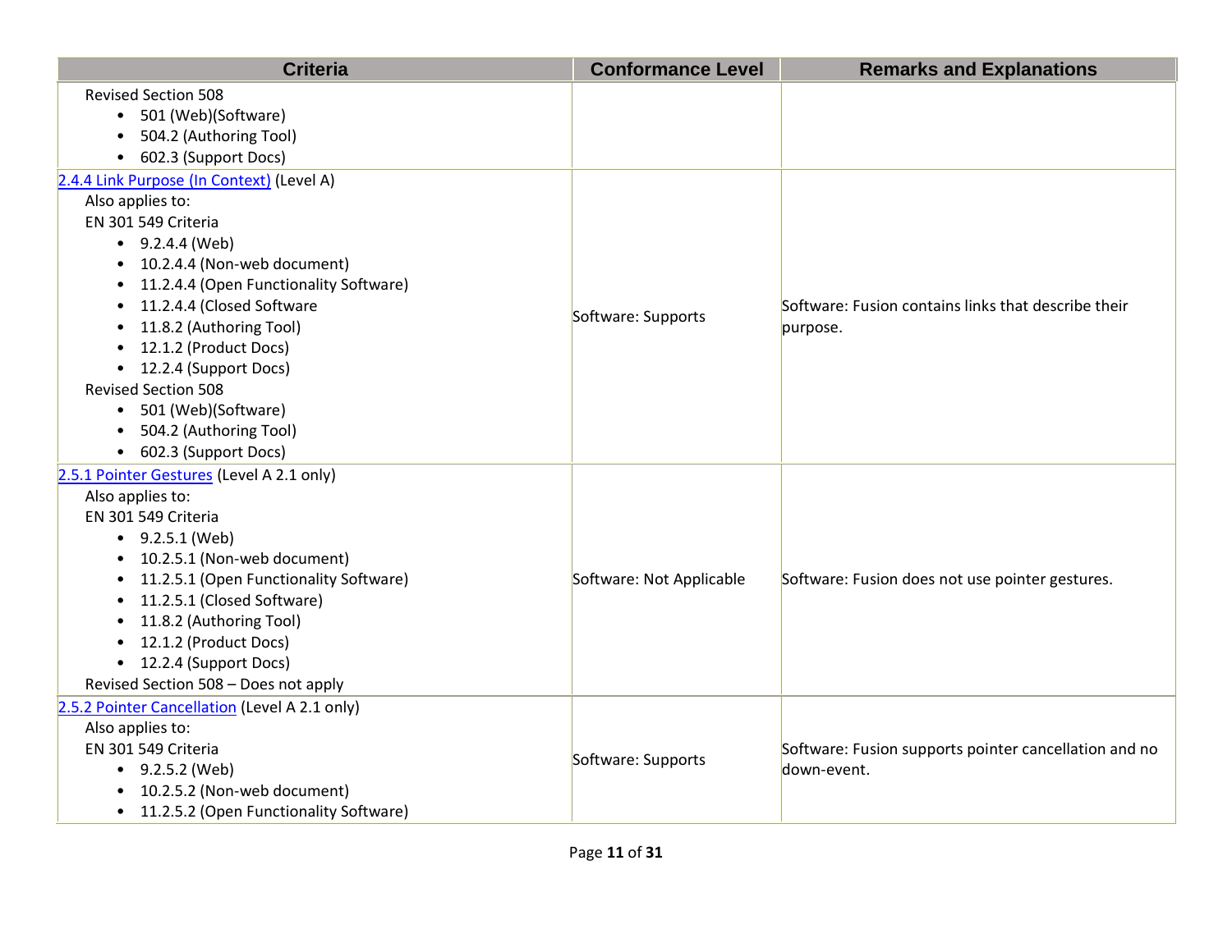| Criteria | Conformance Level | Remarks and Explanations |
|---|---|---|
| Revised Section 508<br>• 501 (Web)(Software)<br>• 504.2 (Authoring Tool)<br>• 602.3 (Support Docs) | | |
| [2.4.4 Link Purpose (In Context)]() (Level A)<br>Also applies to:<br>EN 301 549 Criteria<br>• 9.2.4.4 (Web)<br>• 10.2.4.4 (Non-web document)<br>• 11.2.4.4 (Open Functionality Software)<br>• 11.2.4.4 (Closed Software<br>• 11.8.2 (Authoring Tool)<br>• 12.1.2 (Product Docs)<br>• 12.2.4 (Support Docs)<br>Revised Section 508<br>• 501 (Web)(Software)<br>• 504.2 (Authoring Tool)<br>• 602.3 (Support Docs) | Software: Supports | Software: Fusion contains links that describe their purpose. |
| [2.5.1 Pointer Gestures]() (Level A 2.1 only)<br>Also applies to:<br>EN 301 549 Criteria<br>• 9.2.5.1 (Web)<br>• 10.2.5.1 (Non-web document)<br>• 11.2.5.1 (Open Functionality Software)<br>• 11.2.5.1 (Closed Software)<br>• 11.8.2 (Authoring Tool)<br>• 12.1.2 (Product Docs)<br>• 12.2.4 (Support Docs)<br>Revised Section 508 – Does not apply | Software: Not Applicable | Software: Fusion does not use pointer gestures. |
| [2.5.2 Pointer Cancellation]() (Level A 2.1 only)<br>Also applies to:<br>EN 301 549 Criteria<br>• 9.2.5.2 (Web)<br>• 10.2.5.2 (Non-web document)<br>• 11.2.5.2 (Open Functionality Software) | Software: Supports | Software: Fusion supports pointer cancellation and no down-event. |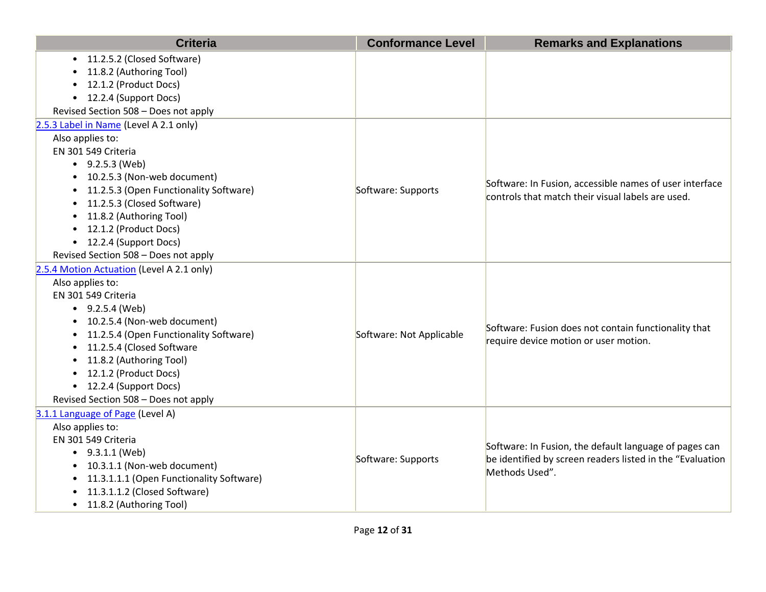| Criteria | Conformance Level | Remarks and Explanations |
|---|---|---|
| <ul><li>11.2.5.2 (Closed Software)</li><li>11.8.2 (Authoring Tool)</li><li>12.1.2 (Product Docs)</li><li>12.2.4 (Support Docs)</li></ul>Revised Section 508 – Does not apply | | |
| [2.5.3 Label in Name](https://www.w3.org/TR/WCAG21/#label-in-name) (Level A 2.1 only)<br>Also applies to:<br>EN 301 549 Criteria<ul><li>9.2.5.3 (Web)</li><li>10.2.5.3 (Non-web document)</li><li>11.2.5.3 (Open Functionality Software)</li><li>11.2.5.3 (Closed Software)</li><li>11.8.2 (Authoring Tool)</li><li>12.1.2 (Product Docs)</li><li>12.2.4 (Support Docs)</li></ul>Revised Section 508 – Does not apply | Software: Supports | Software: In Fusion, accessible names of user interface controls that match their visual labels are used. |
| [2.5.4 Motion Actuation](https://www.w3.org/TR/WCAG21/#motion-actuation) (Level A 2.1 only)<br>Also applies to:<br>EN 301 549 Criteria<ul><li>9.2.5.4 (Web)</li><li>10.2.5.4 (Non-web document)</li><li>11.2.5.4 (Open Functionality Software)</li><li>11.2.5.4 (Closed Software</li><li>11.8.2 (Authoring Tool)</li><li>12.1.2 (Product Docs)</li><li>12.2.4 (Support Docs)</li></ul>Revised Section 508 – Does not apply | Software: Not Applicable | Software: Fusion does not contain functionality that require device motion or user motion. |
| [3.1.1 Language of Page](https://www.w3.org/TR/WCAG21/#language-of-page) (Level A)<br>Also applies to:<br>EN 301 549 Criteria<ul><li>9.3.1.1 (Web)</li><li>10.3.1.1 (Non-web document)</li><li>11.3.1.1.1 (Open Functionality Software)</li><li>11.3.1.1.2 (Closed Software)</li><li>11.8.2 (Authoring Tool)</li></ul> | Software: Supports | Software: In Fusion, the default language of pages can be identified by screen readers listed in the "Evaluation Methods Used". |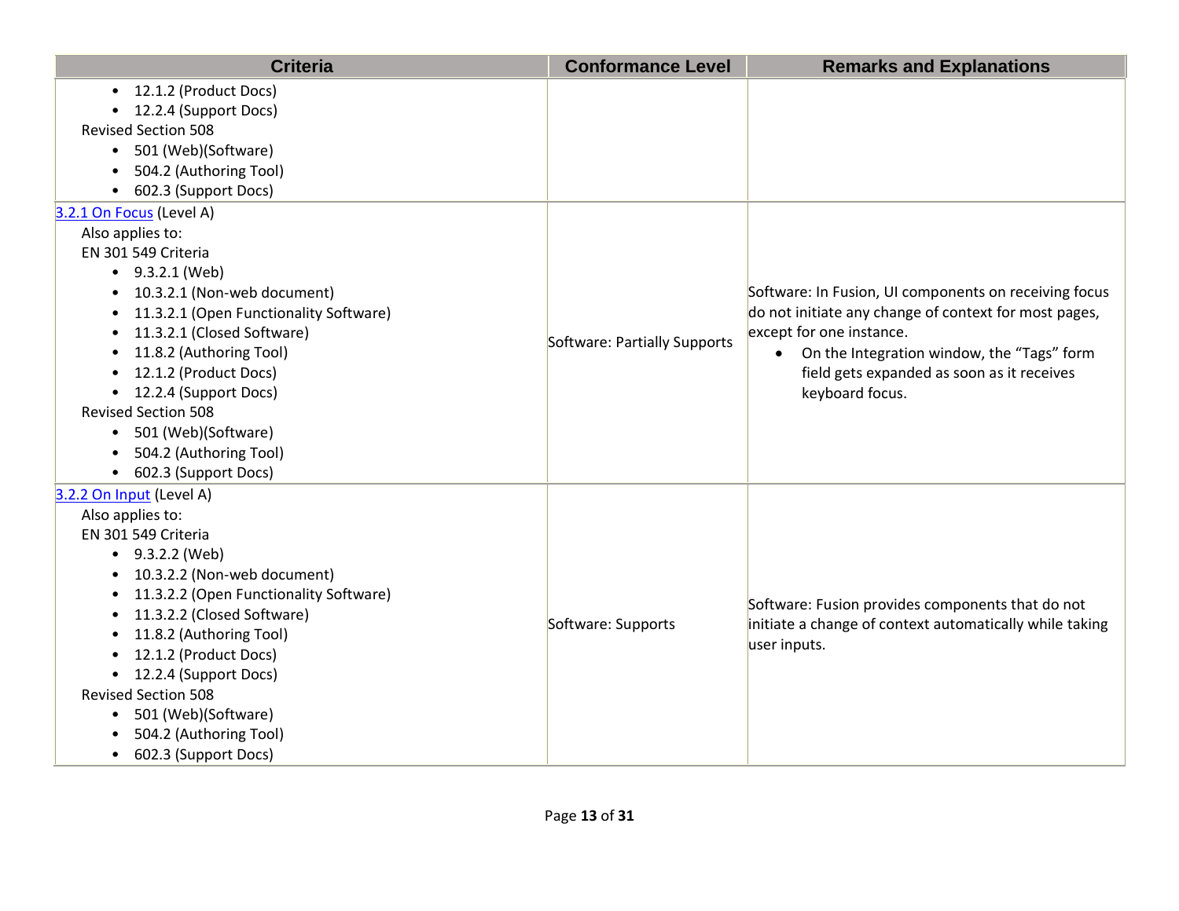| Criteria | Conformance Level | Remarks and Explanations |
|---|---|---|
| • 12.1.2 (Product Docs)<br>• 12.2.4 (Support Docs)<br>Revised Section 508<br>• 501 (Web)(Software)<br>• 504.2 (Authoring Tool)<br>• 602.3 (Support Docs) | | |
| [3.2.1 On Focus](#) (Level A)<br>Also applies to:<br>EN 301 549 Criteria<br>• 9.3.2.1 (Web)<br>• 10.3.2.1 (Non-web document)<br>• 11.3.2.1 (Open Functionality Software)<br>• 11.3.2.1 (Closed Software)<br>• 11.8.2 (Authoring Tool)<br>• 12.1.2 (Product Docs)<br>• 12.2.4 (Support Docs)<br>Revised Section 508<br>• 501 (Web)(Software)<br>• 504.2 (Authoring Tool)<br>• 602.3 (Support Docs) | Software: Partially Supports | Software: In Fusion, UI components on receiving focus do not initiate any change of context for most pages, except for one instance.<br>• On the Integration window, the "Tags" form field gets expanded as soon as it receives keyboard focus. |
| [3.2.2 On Input](#) (Level A)<br>Also applies to:<br>EN 301 549 Criteria<br>• 9.3.2.2 (Web)<br>• 10.3.2.2 (Non-web document)<br>• 11.3.2.2 (Open Functionality Software)<br>• 11.3.2.2 (Closed Software)<br>• 11.8.2 (Authoring Tool)<br>• 12.1.2 (Product Docs)<br>• 12.2.4 (Support Docs)<br>Revised Section 508<br>• 501 (Web)(Software)<br>• 504.2 (Authoring Tool)<br>• 602.3 (Support Docs) | Software: Supports | Software: Fusion provides components that do not initiate a change of context automatically while taking user inputs. |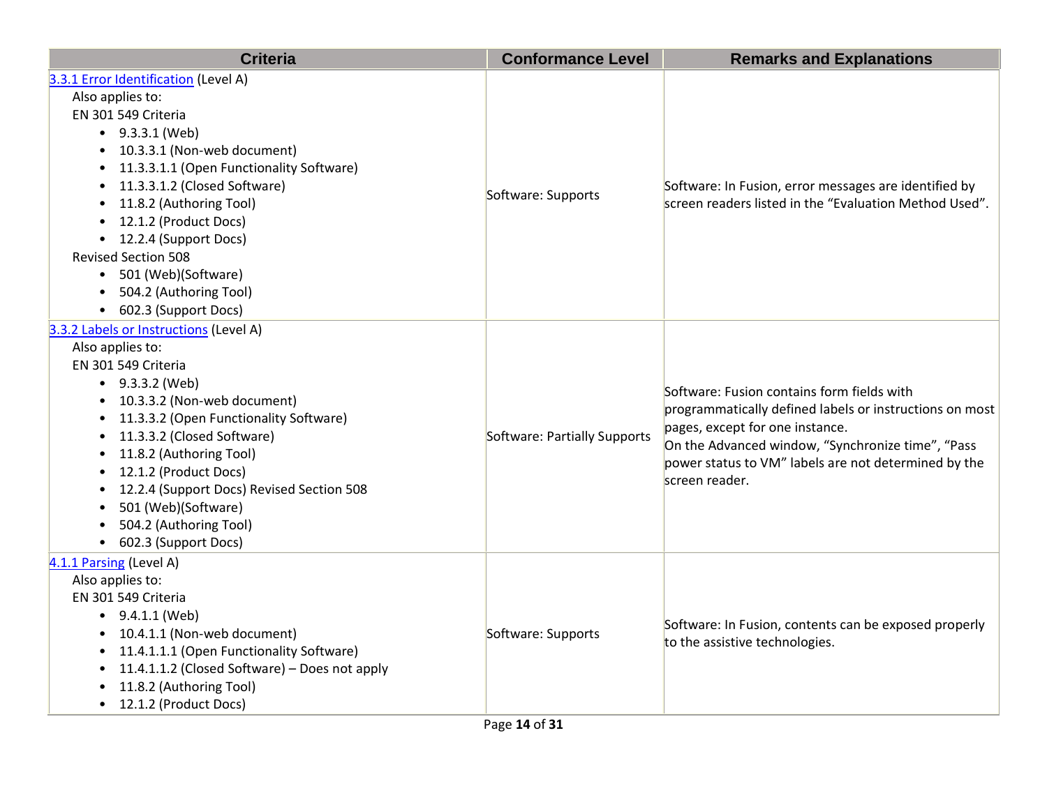| Criteria | Conformance Level | Remarks and Explanations |
|---|---|---|
| [3.3.1 Error Identification](#) (Level A)<br>Also applies to:<br>EN 301 549 Criteria<br>• 9.3.3.1 (Web)<br>• 10.3.3.1 (Non-web document)<br>• 11.3.3.1.1 (Open Functionality Software)<br>• 11.3.3.1.2 (Closed Software)<br>• 11.8.2 (Authoring Tool)<br>• 12.1.2 (Product Docs)<br>• 12.2.4 (Support Docs)<br>Revised Section 508<br>• 501 (Web)(Software)<br>• 504.2 (Authoring Tool)<br>• 602.3 (Support Docs) | Software: Supports | Software: In Fusion, error messages are identified by screen readers listed in the “Evaluation Method Used”. |
| [3.3.2 Labels or Instructions](#) (Level A)<br>Also applies to:<br>EN 301 549 Criteria<br>• 9.3.3.2 (Web)<br>• 10.3.3.2 (Non-web document)<br>• 11.3.3.2 (Open Functionality Software)<br>• 11.3.3.2 (Closed Software)<br>• 11.8.2 (Authoring Tool)<br>• 12.1.2 (Product Docs)<br>• 12.2.4 (Support Docs) Revised Section 508<br>• 501 (Web)(Software)<br>• 504.2 (Authoring Tool)<br>• 602.3 (Support Docs) | Software: Partially Supports | Software: Fusion contains form fields with programmatically defined labels or instructions on most pages, except for one instance.<br>On the Advanced window, “Synchronize time”, “Pass power status to VM” labels are not determined by the screen reader. |
| [4.1.1 Parsing](#) (Level A)<br>Also applies to:<br>EN 301 549 Criteria<br>• 9.4.1.1 (Web)<br>• 10.4.1.1 (Non-web document)<br>• 11.4.1.1.1 (Open Functionality Software)<br>• 11.4.1.1.2 (Closed Software) – Does not apply<br>• 11.8.2 (Authoring Tool)<br>• 12.1.2 (Product Docs) | Software: Supports | Software: In Fusion, contents can be exposed properly to the assistive technologies. |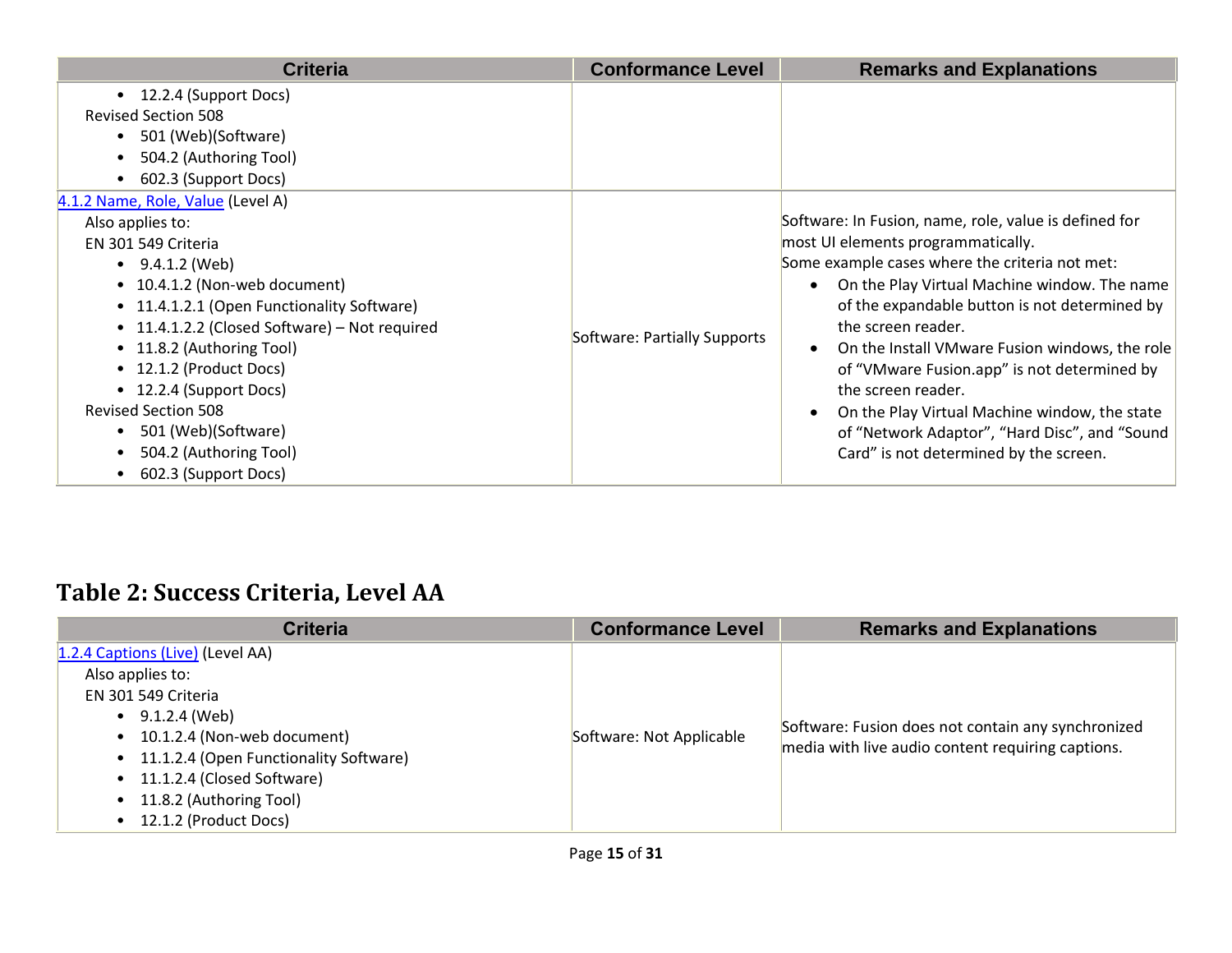| Criteria | Conformance Level | Remarks and Explanations |
| --- | --- | --- |
| • 12.2.4 (Support Docs)<br>Revised Section 508<br>• 501 (Web)(Software)<br>• 504.2 (Authoring Tool)<br>• 602.3 (Support Docs) | | |
| [4.1.2 Name, Role, Value](#) (Level A)<br>Also applies to:<br>EN 301 549 Criteria<br>• 9.4.1.2 (Web)<br>• 10.4.1.2 (Non-web document)<br>• 11.4.1.2.1 (Open Functionality Software)<br>• 11.4.1.2.2 (Closed Software) – Not required<br>• 11.8.2 (Authoring Tool)<br>• 12.1.2 (Product Docs)<br>• 12.2.4 (Support Docs)<br>Revised Section 508<br>• 501 (Web)(Software)<br>• 504.2 (Authoring Tool)<br>• 602.3 (Support Docs) | Software: Partially Supports | Software: In Fusion, name, role, value is defined for most UI elements programmatically.<br>Some example cases where the criteria not met:<br>• On the Play Virtual Machine window. The name of the expandable button is not determined by the screen reader.<br>• On the Install VMware Fusion windows, the role of "VMware Fusion.app" is not determined by the screen reader.<br>• On the Play Virtual Machine window, the state of "Network Adaptor", "Hard Disc", and "Sound Card" is not determined by the screen. |

## Table 2: Success Criteria, Level AA

| Criteria | Conformance Level | Remarks and Explanations |
| --- | --- | --- |
| [1.2.4 Captions (Live)](#) (Level AA)<br>Also applies to:<br>EN 301 549 Criteria<br>• 9.1.2.4 (Web)<br>• 10.1.2.4 (Non-web document)<br>• 11.1.2.4 (Open Functionality Software)<br>• 11.1.2.4 (Closed Software)<br>• 11.8.2 (Authoring Tool)<br>• 12.1.2 (Product Docs) | Software: Not Applicable | Software: Fusion does not contain any synchronized media with live audio content requiring captions. |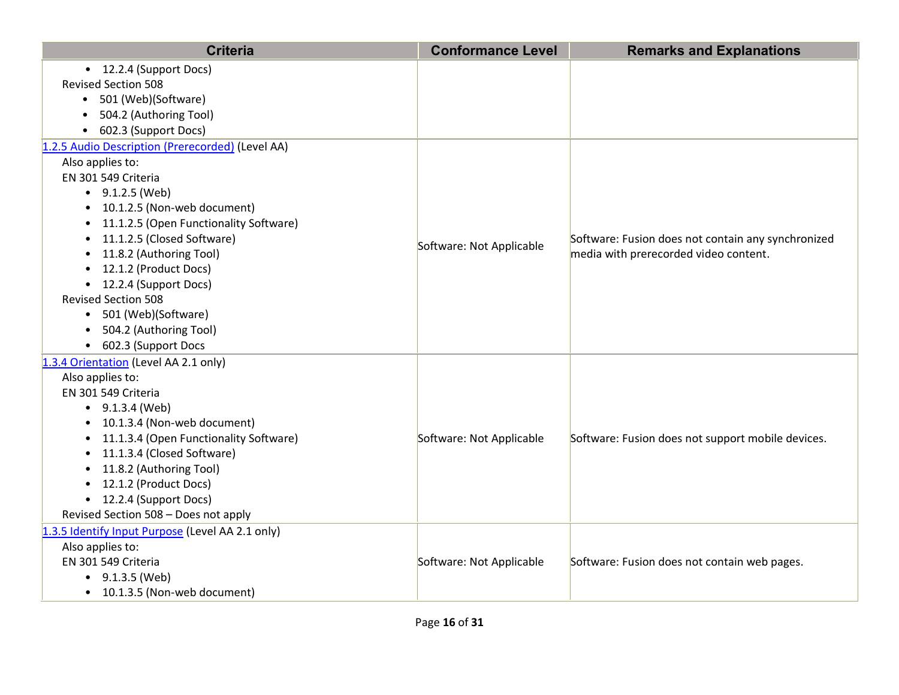| Criteria | Conformance Level | Remarks and Explanations |
|---|---|---|
| • 12.2.4 (Support Docs)<br>Revised Section 508<br>• 501 (Web)(Software)<br>• 504.2 (Authoring Tool)<br>• 602.3 (Support Docs) | | |
| [1.2.5 Audio Description (Prerecorded)](#) (Level AA)<br>Also applies to:<br>EN 301 549 Criteria<br>• 9.1.2.5 (Web)<br>• 10.1.2.5 (Non-web document)<br>• 11.1.2.5 (Open Functionality Software)<br>• 11.1.2.5 (Closed Software)<br>• 11.8.2 (Authoring Tool)<br>• 12.1.2 (Product Docs)<br>• 12.2.4 (Support Docs)<br>Revised Section 508<br>• 501 (Web)(Software)<br>• 504.2 (Authoring Tool)<br>• 602.3 (Support Docs | Software: Not Applicable | Software: Fusion does not contain any synchronized media with prerecorded video content. |
| [1.3.4 Orientation](#) (Level AA 2.1 only)<br>Also applies to:<br>EN 301 549 Criteria<br>• 9.1.3.4 (Web)<br>• 10.1.3.4 (Non-web document)<br>• 11.1.3.4 (Open Functionality Software)<br>• 11.1.3.4 (Closed Software)<br>• 11.8.2 (Authoring Tool)<br>• 12.1.2 (Product Docs)<br>• 12.2.4 (Support Docs)<br>Revised Section 508 – Does not apply | Software: Not Applicable | Software: Fusion does not support mobile devices. |
| [1.3.5 Identify Input Purpose](#) (Level AA 2.1 only)<br>Also applies to:<br>EN 301 549 Criteria<br>• 9.1.3.5 (Web)<br>• 10.1.3.5 (Non-web document) | Software: Not Applicable | Software: Fusion does not contain web pages. |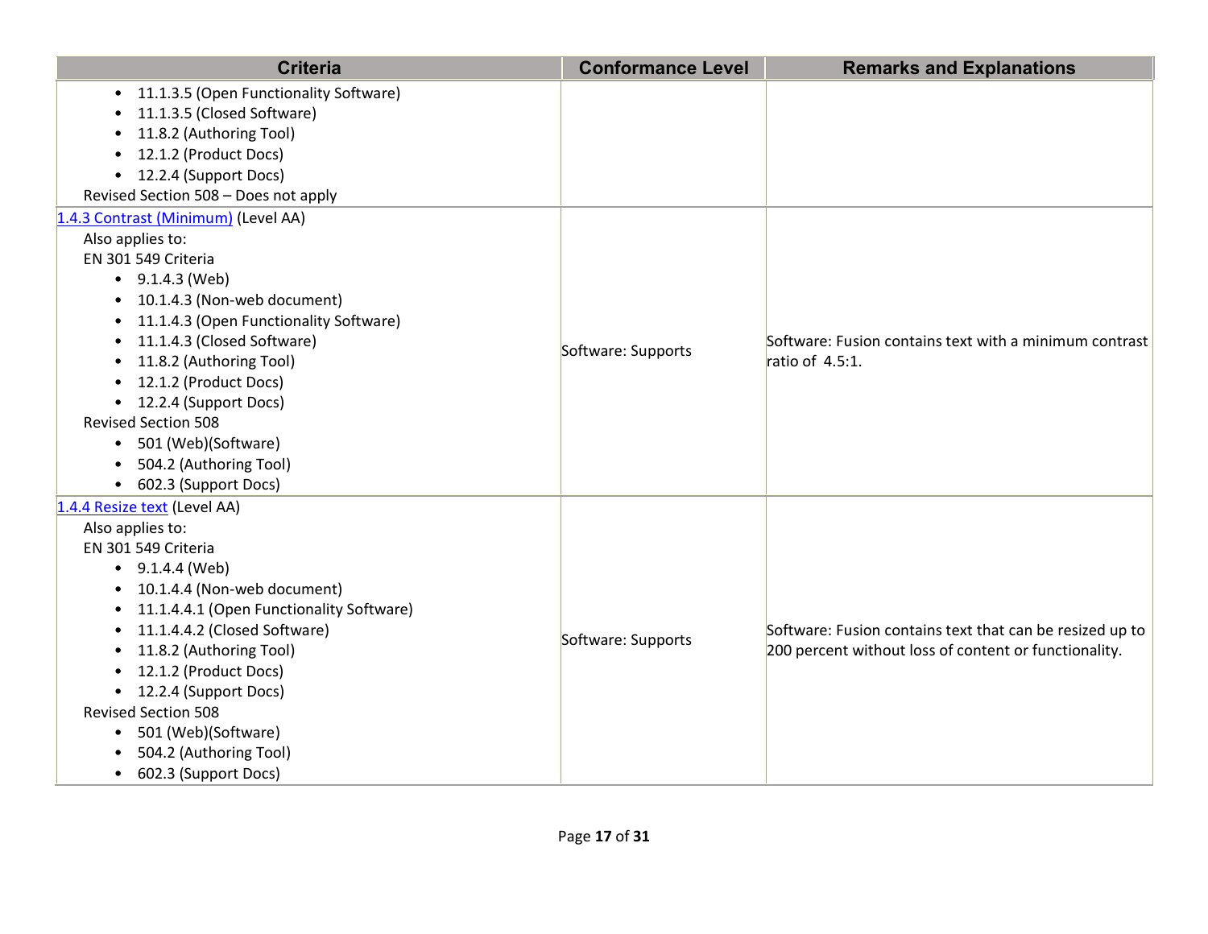| Criteria | Conformance Level | Remarks and Explanations |
|---|---|---|
| • 11.1.3.5 (Open Functionality Software)<br>• 11.1.3.5 (Closed Software)<br>• 11.8.2 (Authoring Tool)<br>• 12.1.2 (Product Docs)<br>• 12.2.4 (Support Docs)<br>Revised Section 508 – Does not apply | | |
| [1.4.3 Contrast (Minimum)]() (Level AA)<br>Also applies to:<br>EN 301 549 Criteria<br>• 9.1.4.3 (Web)<br>• 10.1.4.3 (Non-web document)<br>• 11.1.4.3 (Open Functionality Software)<br>• 11.1.4.3 (Closed Software)<br>• 11.8.2 (Authoring Tool)<br>• 12.1.2 (Product Docs)<br>• 12.2.4 (Support Docs)<br>Revised Section 508<br>• 501 (Web)(Software)<br>• 504.2 (Authoring Tool)<br>• 602.3 (Support Docs) | Software: Supports | Software: Fusion contains text with a minimum contrast ratio of 4.5:1. |
| [1.4.4 Resize text]() (Level AA)<br>Also applies to:<br>EN 301 549 Criteria<br>• 9.1.4.4 (Web)<br>• 10.1.4.4 (Non-web document)<br>• 11.1.4.4.1 (Open Functionality Software)<br>• 11.1.4.4.2 (Closed Software)<br>• 11.8.2 (Authoring Tool)<br>• 12.1.2 (Product Docs)<br>• 12.2.4 (Support Docs)<br>Revised Section 508<br>• 501 (Web)(Software)<br>• 504.2 (Authoring Tool)<br>• 602.3 (Support Docs) | Software: Supports | Software: Fusion contains text that can be resized up to 200 percent without loss of content or functionality. |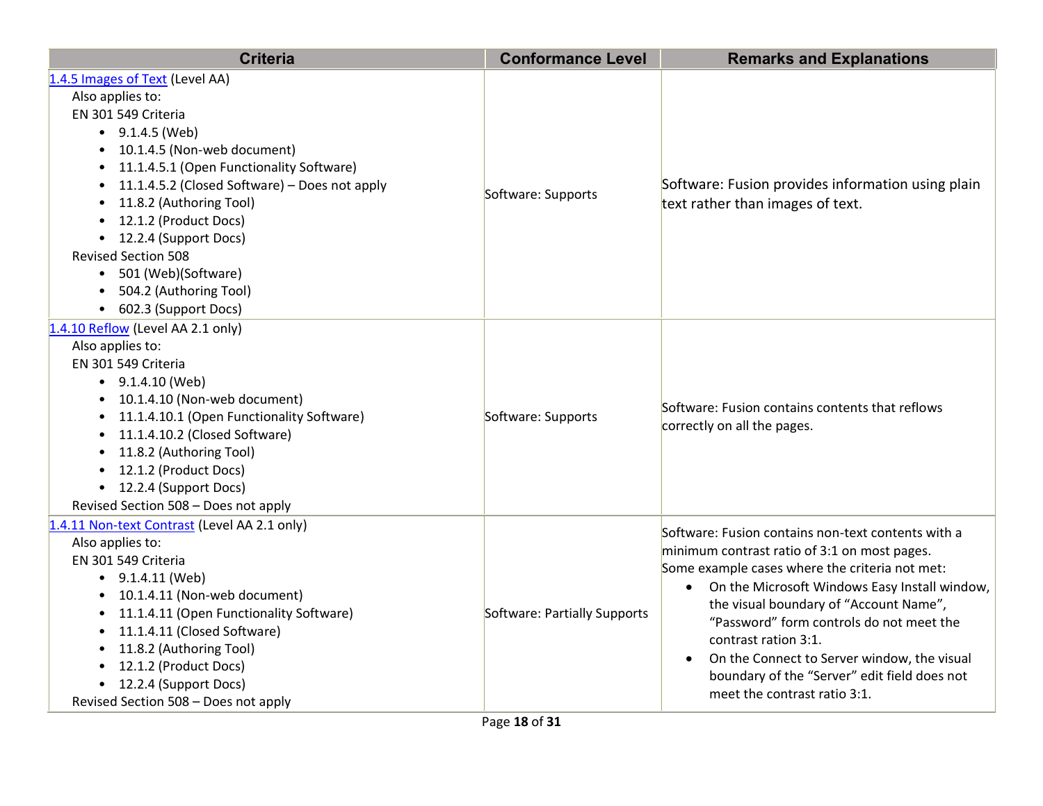| Criteria | Conformance Level | Remarks and Explanations |
|---|---|---|
| [1.4.5 Images of Text](#) (Level AA)<br>Also applies to:<br>EN 301 549 Criteria<br>• 9.1.4.5 (Web)<br>• 10.1.4.5 (Non-web document)<br>• 11.1.4.5.1 (Open Functionality Software)<br>• 11.1.4.5.2 (Closed Software) – Does not apply<br>• 11.8.2 (Authoring Tool)<br>• 12.1.2 (Product Docs)<br>• 12.2.4 (Support Docs)<br>Revised Section 508<br>• 501 (Web)(Software)<br>• 504.2 (Authoring Tool)<br>• 602.3 (Support Docs) | Software: Supports | Software: Fusion provides information using plain text rather than images of text. |
| [1.4.10 Reflow](#) (Level AA 2.1 only)<br>Also applies to:<br>EN 301 549 Criteria<br>• 9.1.4.10 (Web)<br>• 10.1.4.10 (Non-web document)<br>• 11.1.4.10.1 (Open Functionality Software)<br>• 11.1.4.10.2 (Closed Software)<br>• 11.8.2 (Authoring Tool)<br>• 12.1.2 (Product Docs)<br>• 12.2.4 (Support Docs)<br>Revised Section 508 – Does not apply | Software: Supports | Software: Fusion contains contents that reflows correctly on all the pages. |
| [1.4.11 Non-text Contrast](#) (Level AA 2.1 only)<br>Also applies to:<br>EN 301 549 Criteria<br>• 9.1.4.11 (Web)<br>• 10.1.4.11 (Non-web document)<br>• 11.1.4.11 (Open Functionality Software)<br>• 11.1.4.11 (Closed Software)<br>• 11.8.2 (Authoring Tool)<br>• 12.1.2 (Product Docs)<br>• 12.2.4 (Support Docs)<br>Revised Section 508 – Does not apply | Software: Partially Supports | Software: Fusion contains non-text contents with a minimum contrast ratio of 3:1 on most pages.<br>Some example cases where the criteria not met:<br>• On the Microsoft Windows Easy Install window, the visual boundary of "Account Name", "Password" form controls do not meet the contrast ration 3:1.<br>• On the Connect to Server window, the visual boundary of the "Server" edit field does not meet the contrast ratio 3:1. |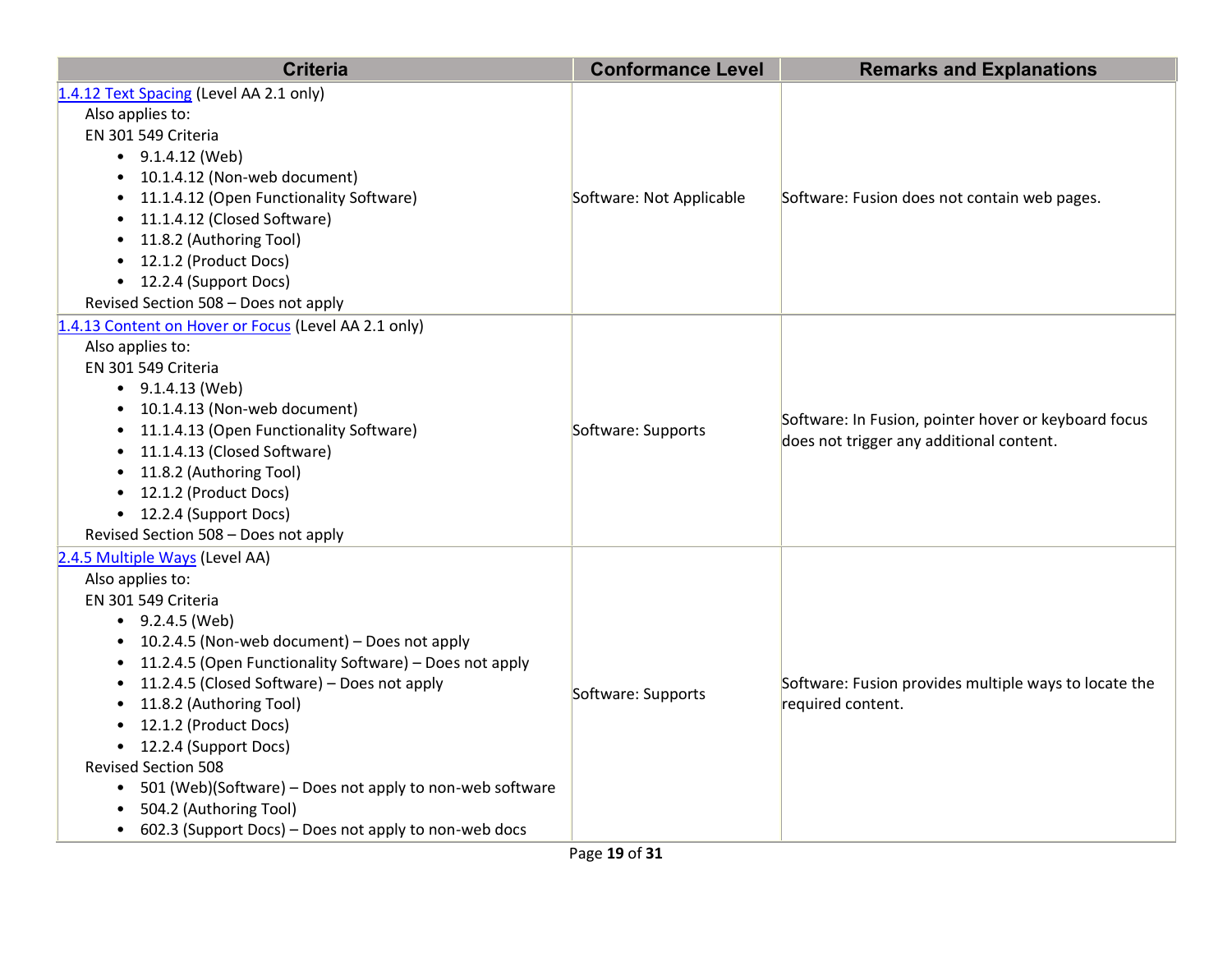| Criteria | Conformance Level | Remarks and Explanations |
| --- | --- | --- |
| [1.4.12 Text Spacing](#) (Level AA 2.1 only)<br>Also applies to:<br>EN 301 549 Criteria<br>• 9.1.4.12 (Web)<br>• 10.1.4.12 (Non-web document)<br>• 11.1.4.12 (Open Functionality Software)<br>• 11.1.4.12 (Closed Software)<br>• 11.8.2 (Authoring Tool)<br>• 12.1.2 (Product Docs)<br>• 12.2.4 (Support Docs)<br>Revised Section 508 – Does not apply | Software: Not Applicable | Software: Fusion does not contain web pages. |
| [1.4.13 Content on Hover or Focus](#) (Level AA 2.1 only)<br>Also applies to:<br>EN 301 549 Criteria<br>• 9.1.4.13 (Web)<br>• 10.1.4.13 (Non-web document)<br>• 11.1.4.13 (Open Functionality Software)<br>• 11.1.4.13 (Closed Software)<br>• 11.8.2 (Authoring Tool)<br>• 12.1.2 (Product Docs)<br>• 12.2.4 (Support Docs)<br>Revised Section 508 – Does not apply | Software: Supports | Software: In Fusion, pointer hover or keyboard focus does not trigger any additional content. |
| [2.4.5 Multiple Ways](#) (Level AA)<br>Also applies to:<br>EN 301 549 Criteria<br>• 9.2.4.5 (Web)<br>• 10.2.4.5 (Non-web document) – Does not apply<br>• 11.2.4.5 (Open Functionality Software) – Does not apply<br>• 11.2.4.5 (Closed Software) – Does not apply<br>• 11.8.2 (Authoring Tool)<br>• 12.1.2 (Product Docs)<br>• 12.2.4 (Support Docs)<br>Revised Section 508<br>• 501 (Web)(Software) – Does not apply to non-web software<br>• 504.2 (Authoring Tool)<br>• 602.3 (Support Docs) – Does not apply to non-web docs | Software: Supports | Software: Fusion provides multiple ways to locate the required content. |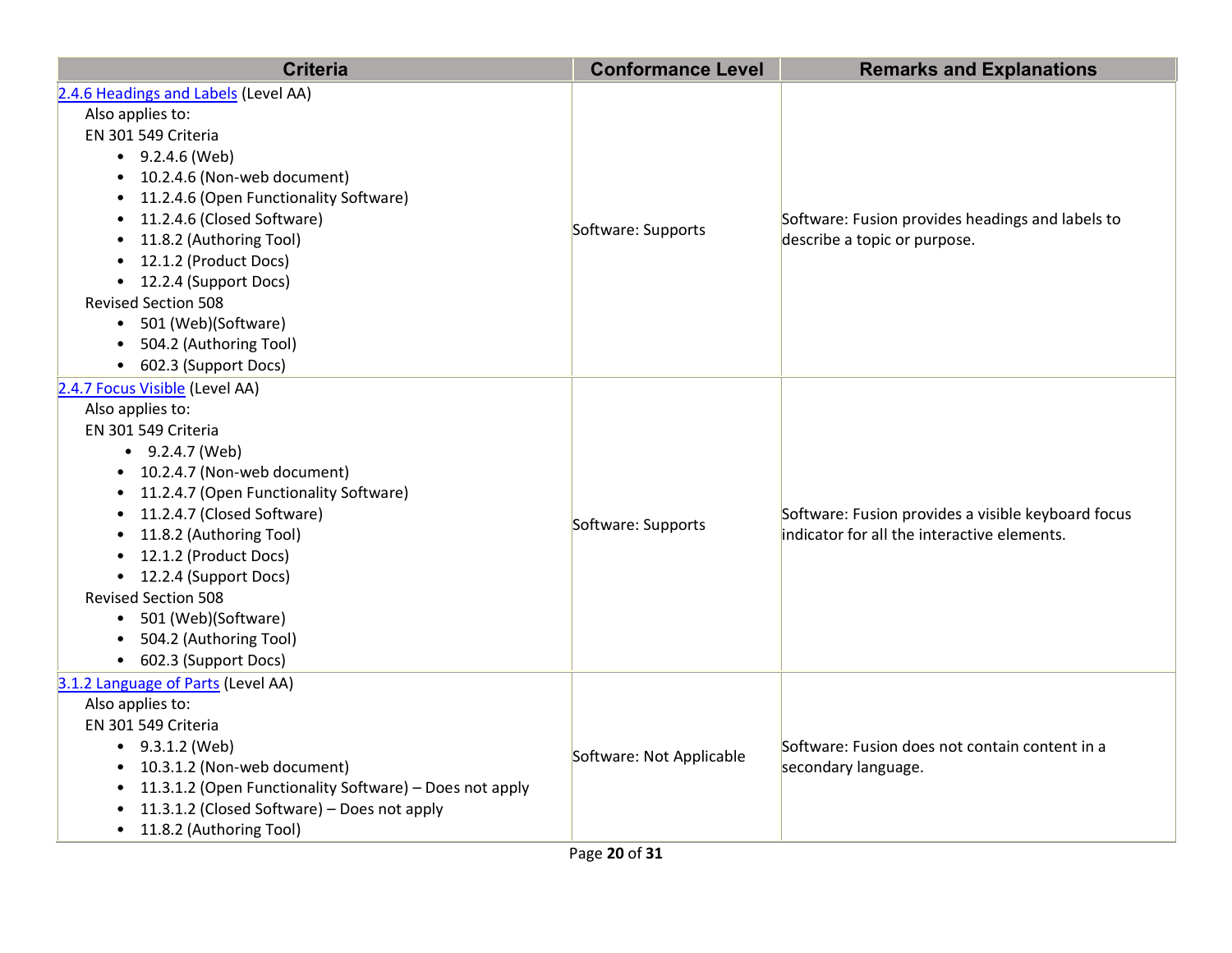| Criteria | Conformance Level | Remarks and Explanations |
|---|---|---|
| 2.4.6 Headings and Labels (Level AA)<br>Also applies to:<br>EN 301 549 Criteria<br>• 9.2.4.6 (Web)<br>• 10.2.4.6 (Non-web document)<br>• 11.2.4.6 (Open Functionality Software)<br>• 11.2.4.6 (Closed Software)<br>• 11.8.2 (Authoring Tool)<br>• 12.1.2 (Product Docs)<br>• 12.2.4 (Support Docs)<br>Revised Section 508<br>• 501 (Web)(Software)<br>• 504.2 (Authoring Tool)<br>• 602.3 (Support Docs) | Software: Supports | Software: Fusion provides headings and labels to describe a topic or purpose. |
| 2.4.7 Focus Visible (Level AA)<br>Also applies to:<br>EN 301 549 Criteria<br>• 9.2.4.7 (Web)<br>• 10.2.4.7 (Non-web document)<br>• 11.2.4.7 (Open Functionality Software)<br>• 11.2.4.7 (Closed Software)<br>• 11.8.2 (Authoring Tool)<br>• 12.1.2 (Product Docs)<br>• 12.2.4 (Support Docs)<br>Revised Section 508<br>• 501 (Web)(Software)<br>• 504.2 (Authoring Tool)<br>• 602.3 (Support Docs) | Software: Supports | Software: Fusion provides a visible keyboard focus indicator for all the interactive elements. |
| 3.1.2 Language of Parts (Level AA)<br>Also applies to:<br>EN 301 549 Criteria<br>• 9.3.1.2 (Web)<br>• 10.3.1.2 (Non-web document)<br>• 11.3.1.2 (Open Functionality Software) – Does not apply<br>• 11.3.1.2 (Closed Software) – Does not apply<br>• 11.8.2 (Authoring Tool) | Software: Not Applicable | Software: Fusion does not contain content in a secondary language. |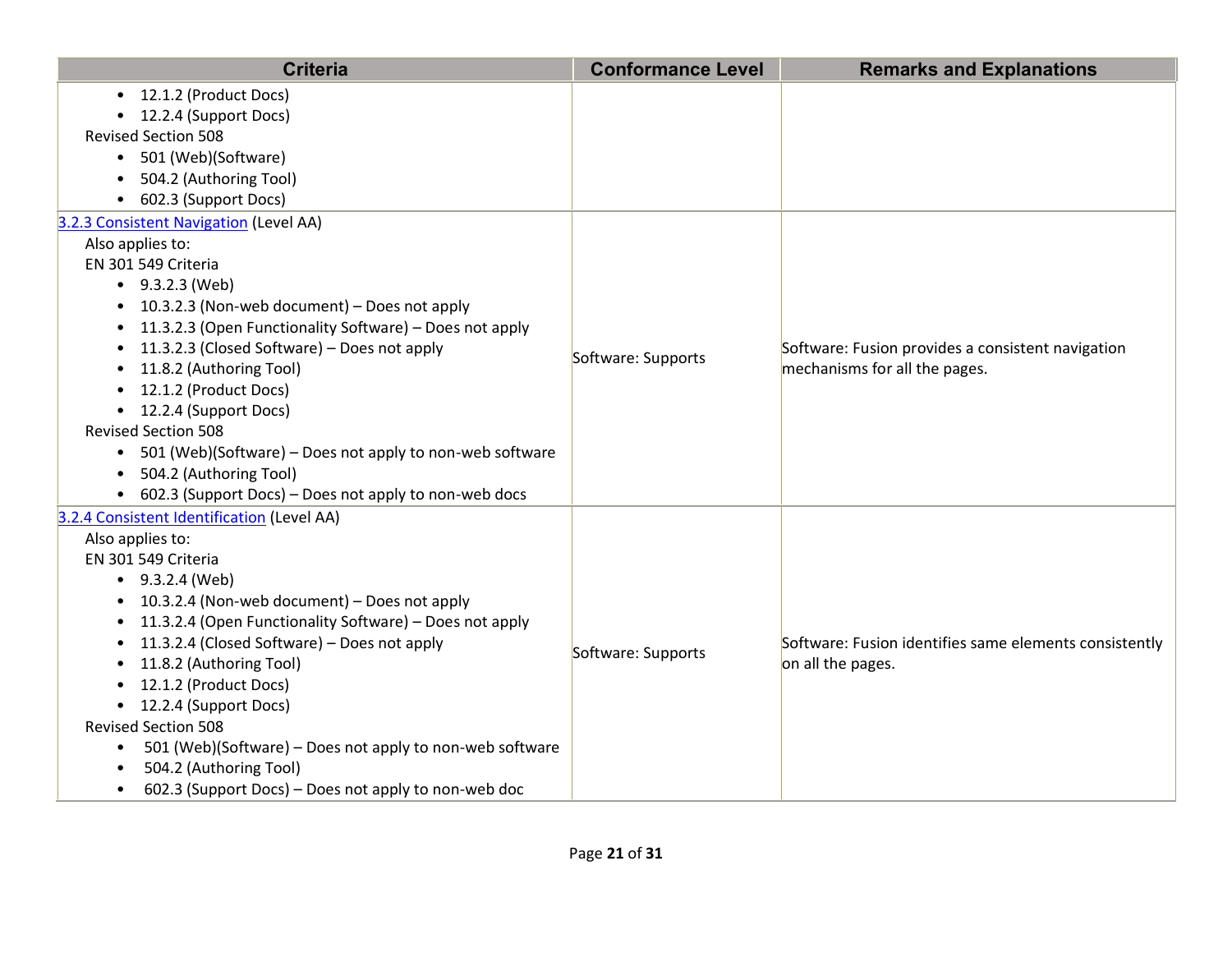| Criteria | Conformance Level | Remarks and Explanations |
|---|---|---|
| <ul><li>12.1.2 (Product Docs)</li><li>12.2.4 (Support Docs)</li></ul>Revised Section 508<ul><li>501 (Web)(Software)</li><li>504.2 (Authoring Tool)</li><li>602.3 (Support Docs)</li></ul> | | |
| [3.2.3 Consistent Navigation](#) (Level AA)<br>Also applies to:<br>EN 301 549 Criteria<ul><li>9.3.2.3 (Web)</li><li>10.3.2.3 (Non-web document) – Does not apply</li><li>11.3.2.3 (Open Functionality Software) – Does not apply</li><li>11.3.2.3 (Closed Software) – Does not apply</li><li>11.8.2 (Authoring Tool)</li><li>12.1.2 (Product Docs)</li><li>12.2.4 (Support Docs)</li></ul>Revised Section 508<ul><li>501 (Web)(Software) – Does not apply to non-web software</li><li>504.2 (Authoring Tool)</li><li>602.3 (Support Docs) – Does not apply to non-web docs</li></ul> | Software: Supports | Software: Fusion provides a consistent navigation mechanisms for all the pages. |
| [3.2.4 Consistent Identification](#) (Level AA)<br>Also applies to:<br>EN 301 549 Criteria<ul><li>9.3.2.4 (Web)</li><li>10.3.2.4 (Non-web document) – Does not apply</li><li>11.3.2.4 (Open Functionality Software) – Does not apply</li><li>11.3.2.4 (Closed Software) – Does not apply</li><li>11.8.2 (Authoring Tool)</li><li>12.1.2 (Product Docs)</li><li>12.2.4 (Support Docs)</li></ul>Revised Section 508<ul><li>501 (Web)(Software) – Does not apply to non-web software</li><li>504.2 (Authoring Tool)</li><li>602.3 (Support Docs) – Does not apply to non-web doc</li></ul> | Software: Supports | Software: Fusion identifies same elements consistently on all the pages. |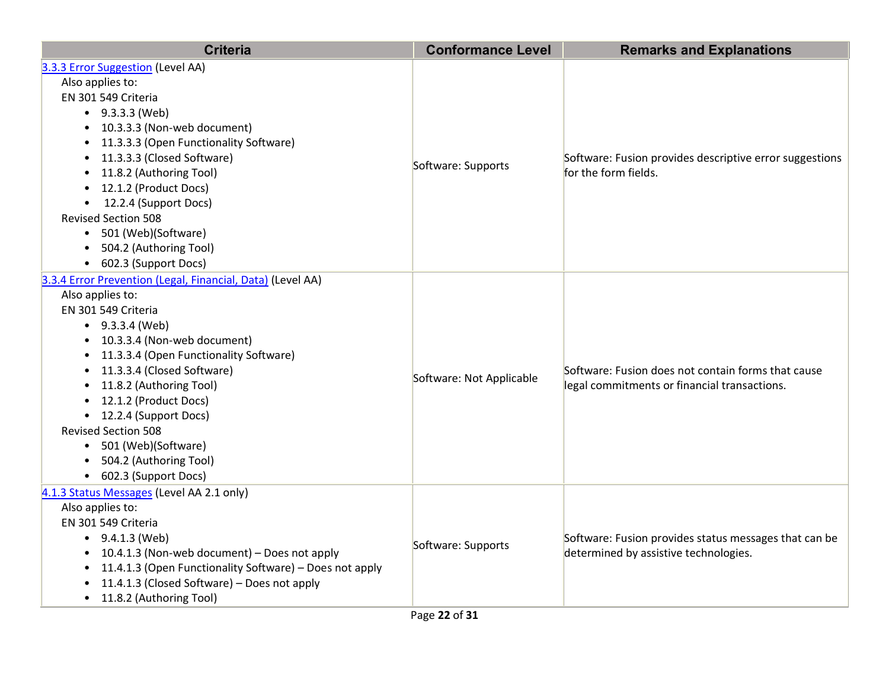| Criteria | Conformance Level | Remarks and Explanations |
| --- | --- | --- |
| [3.3.3 Error Suggestion](#) (Level AA)<br>Also applies to:<br>EN 301 549 Criteria<br>• 9.3.3.3 (Web)<br>• 10.3.3.3 (Non-web document)<br>• 11.3.3.3 (Open Functionality Software)<br>• 11.3.3.3 (Closed Software)<br>• 11.8.2 (Authoring Tool)<br>• 12.1.2 (Product Docs)<br>• 12.2.4 (Support Docs)<br>Revised Section 508<br>• 501 (Web)(Software)<br>• 504.2 (Authoring Tool)<br>• 602.3 (Support Docs) | Software: Supports | Software: Fusion provides descriptive error suggestions for the form fields. |
| [3.3.4 Error Prevention (Legal, Financial, Data)](#) (Level AA)<br>Also applies to:<br>EN 301 549 Criteria<br>• 9.3.3.4 (Web)<br>• 10.3.3.4 (Non-web document)<br>• 11.3.3.4 (Open Functionality Software)<br>• 11.3.3.4 (Closed Software)<br>• 11.8.2 (Authoring Tool)<br>• 12.1.2 (Product Docs)<br>• 12.2.4 (Support Docs)<br>Revised Section 508<br>• 501 (Web)(Software)<br>• 504.2 (Authoring Tool)<br>• 602.3 (Support Docs) | Software: Not Applicable | Software: Fusion does not contain forms that cause legal commitments or financial transactions. |
| [4.1.3 Status Messages](#) (Level AA 2.1 only)<br>Also applies to:<br>EN 301 549 Criteria<br>• 9.4.1.3 (Web)<br>• 10.4.1.3 (Non-web document) – Does not apply<br>• 11.4.1.3 (Open Functionality Software) – Does not apply<br>• 11.4.1.3 (Closed Software) – Does not apply<br>• 11.8.2 (Authoring Tool) | Software: Supports | Software: Fusion provides status messages that can be determined by assistive technologies. |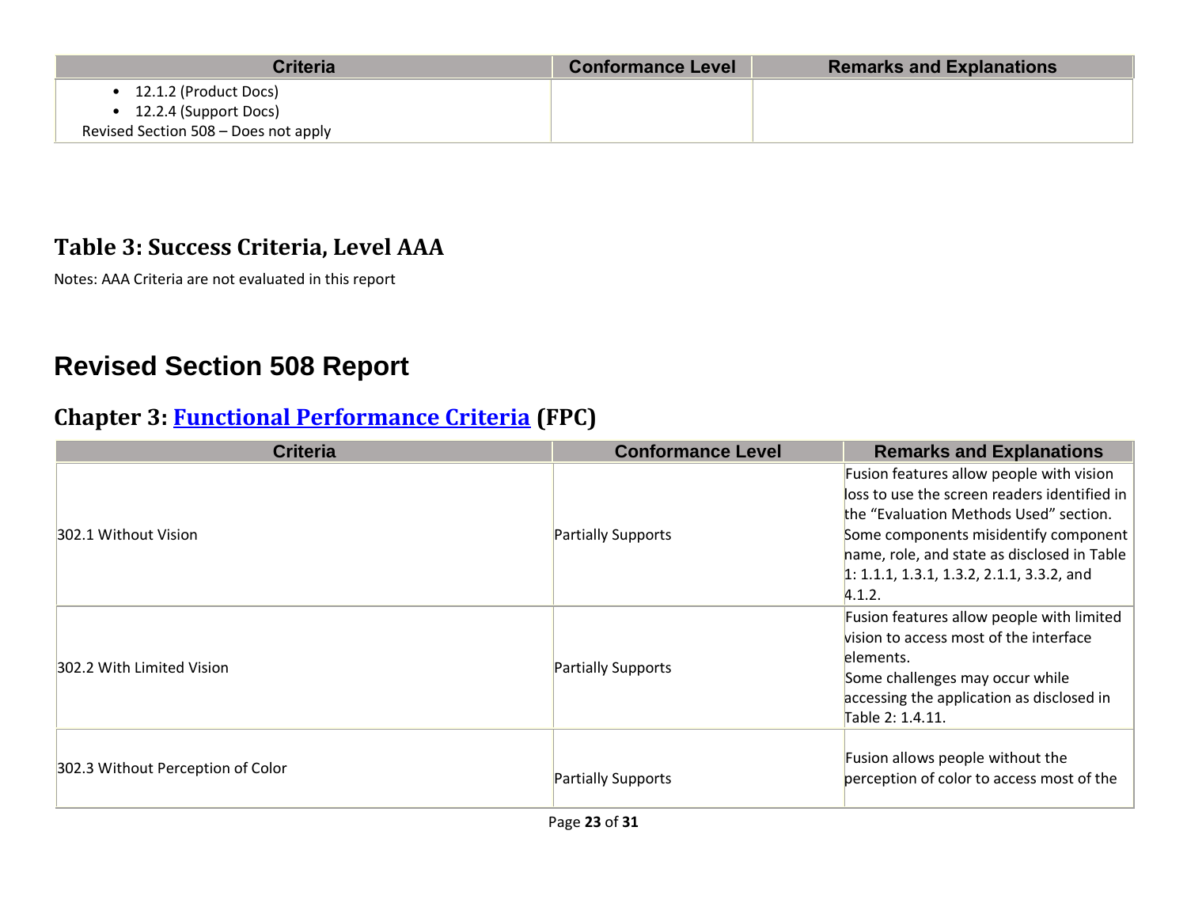| Criteria | Conformance Level | Remarks and Explanations |
| --- | --- | --- |
| • 12.1.2 (Product Docs)<br>• 12.2.4 (Support Docs)<br>Revised Section 508 – Does not apply | | |

## Table 3: Success Criteria, Level AAA

Notes: AAA Criteria are not evaluated in this report

# Revised Section 508 Report

## Chapter 3: Functional Performance Criteria (FPC)

| Criteria | Conformance Level | Remarks and Explanations |
| --- | --- | --- |
| 302.1 Without Vision | Partially Supports | Fusion features allow people with vision loss to use the screen readers identified in the “Evaluation Methods Used” section. Some components misidentify component name, role, and state as disclosed in Table 1: 1.1.1, 1.3.1, 1.3.2, 2.1.1, 3.3.2, and 4.1.2. |
| 302.2 With Limited Vision | Partially Supports | Fusion features allow people with limited vision to access most of the interface elements.<br>Some challenges may occur while accessing the application as disclosed in Table 2: 1.4.11. |
| 302.3 Without Perception of Color | Partially Supports | Fusion allows people without the perception of color to access most of the |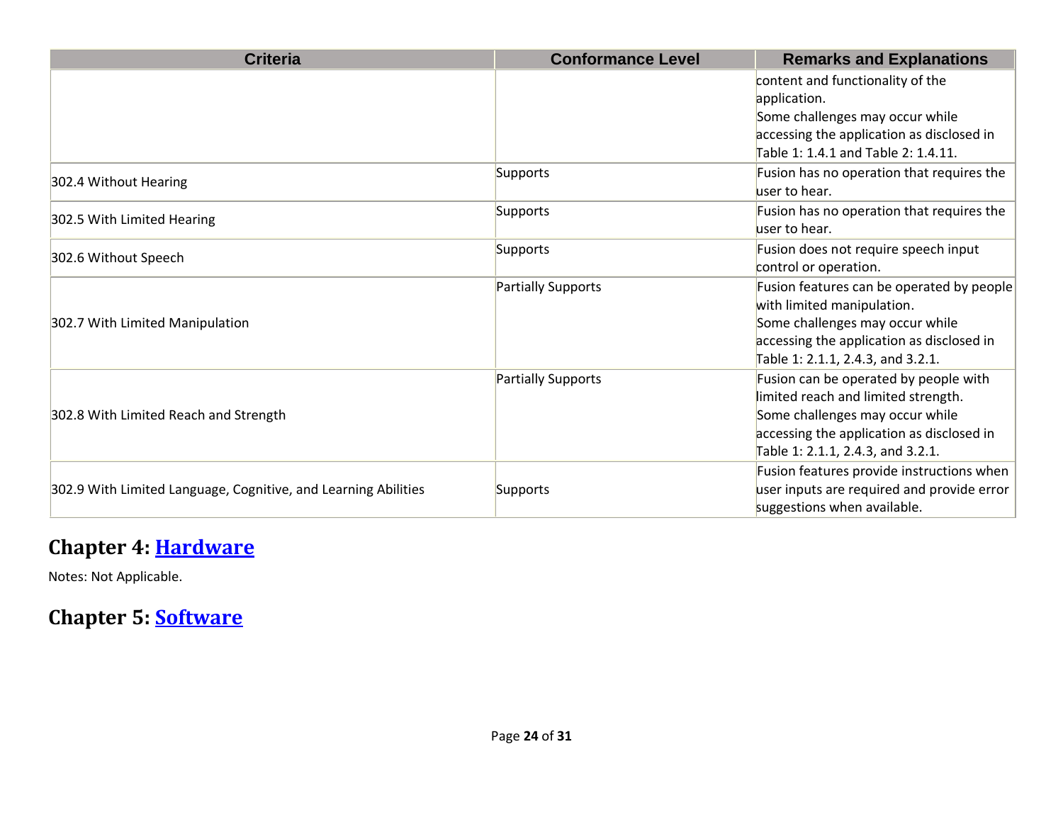| Criteria | Conformance Level | Remarks and Explanations |
|---|---|---|
| | | content and functionality of the application. Some challenges may occur while accessing the application as disclosed in Table 1: 1.4.1 and Table 2: 1.4.11. |
| 302.4 Without Hearing | Supports | Fusion has no operation that requires the user to hear. |
| 302.5 With Limited Hearing | Supports | Fusion has no operation that requires the user to hear. |
| 302.6 Without Speech | Supports | Fusion does not require speech input control or operation. |
| 302.7 With Limited Manipulation | Partially Supports | Fusion features can be operated by people with limited manipulation. Some challenges may occur while accessing the application as disclosed in Table 1: 2.1.1, 2.4.3, and 3.2.1. |
| 302.8 With Limited Reach and Strength | Partially Supports | Fusion can be operated by people with limited reach and limited strength. Some challenges may occur while accessing the application as disclosed in Table 1: 2.1.1, 2.4.3, and 3.2.1. |
| 302.9 With Limited Language, Cognitive, and Learning Abilities | Supports | Fusion features provide instructions when user inputs are required and provide error suggestions when available. |

## Chapter 4: [Hardware]

Notes: Not Applicable.

## Chapter 5: [Software]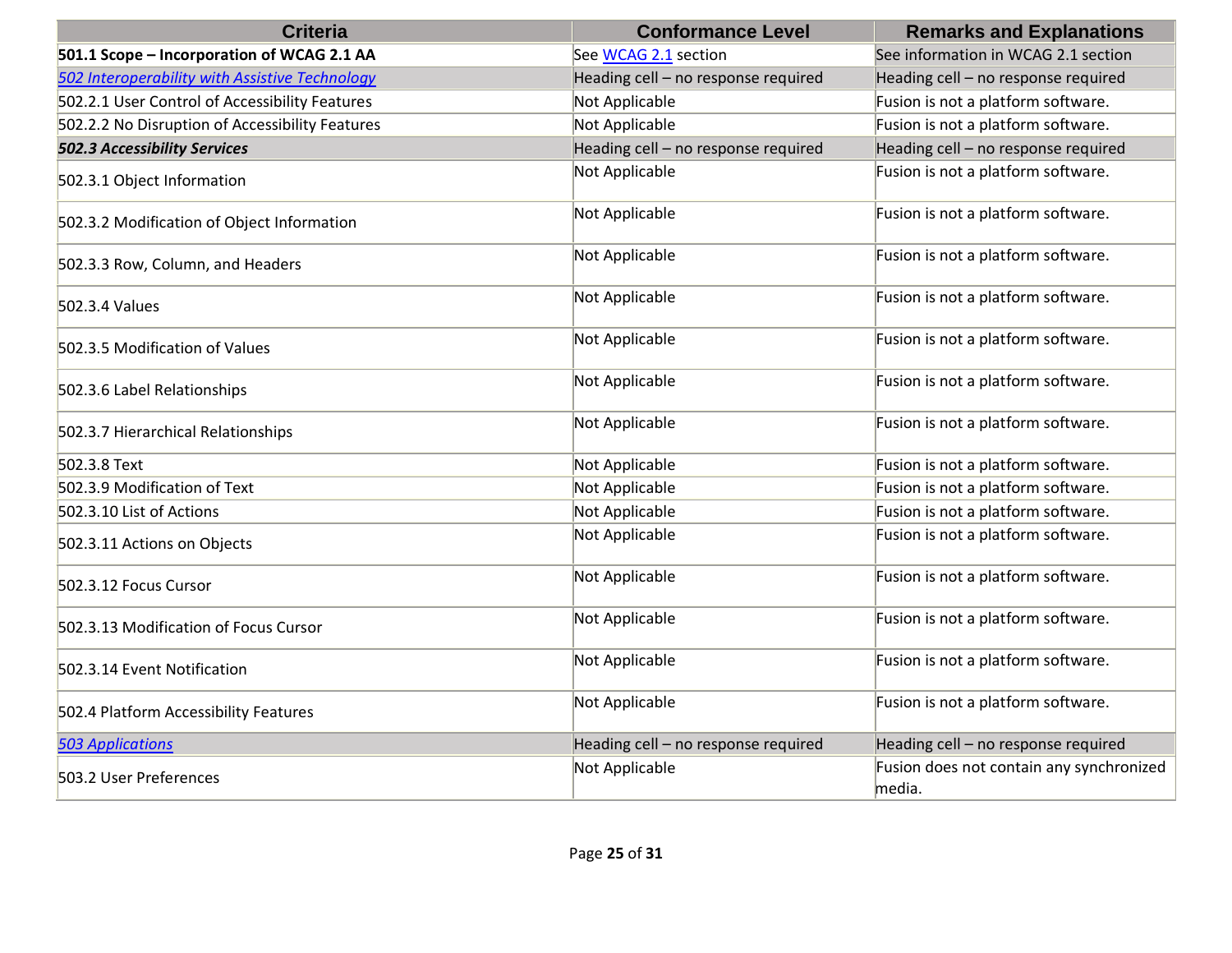| Criteria | Conformance Level | Remarks and Explanations |
|---|---|---|
| **501.1 Scope – Incorporation of WCAG 2.1 AA** | See WCAG 2.1 section | See information in WCAG 2.1 section |
| ***502 Interoperability with Assistive Technology*** | Heading cell – no response required | Heading cell – no response required |
| 502.2.1 User Control of Accessibility Features | Not Applicable | Fusion is not a platform software. |
| 502.2.2 No Disruption of Accessibility Features | Not Applicable | Fusion is not a platform software. |
| ***502.3 Accessibility Services*** | Heading cell – no response required | Heading cell – no response required |
| 502.3.1 Object Information | Not Applicable | Fusion is not a platform software. |
| 502.3.2 Modification of Object Information | Not Applicable | Fusion is not a platform software. |
| 502.3.3 Row, Column, and Headers | Not Applicable | Fusion is not a platform software. |
| 502.3.4 Values | Not Applicable | Fusion is not a platform software. |
| 502.3.5 Modification of Values | Not Applicable | Fusion is not a platform software. |
| 502.3.6 Label Relationships | Not Applicable | Fusion is not a platform software. |
| 502.3.7 Hierarchical Relationships | Not Applicable | Fusion is not a platform software. |
| 502.3.8 Text | Not Applicable | Fusion is not a platform software. |
| 502.3.9 Modification of Text | Not Applicable | Fusion is not a platform software. |
| 502.3.10 List of Actions | Not Applicable | Fusion is not a platform software. |
| 502.3.11 Actions on Objects | Not Applicable | Fusion is not a platform software. |
| 502.3.12 Focus Cursor | Not Applicable | Fusion is not a platform software. |
| 502.3.13 Modification of Focus Cursor | Not Applicable | Fusion is not a platform software. |
| 502.3.14 Event Notification | Not Applicable | Fusion is not a platform software. |
| 502.4 Platform Accessibility Features | Not Applicable | Fusion is not a platform software. |
| *503 Applications* | Heading cell – no response required | Heading cell – no response required |
| 503.2 User Preferences | Not Applicable | Fusion does not contain any synchronized media. |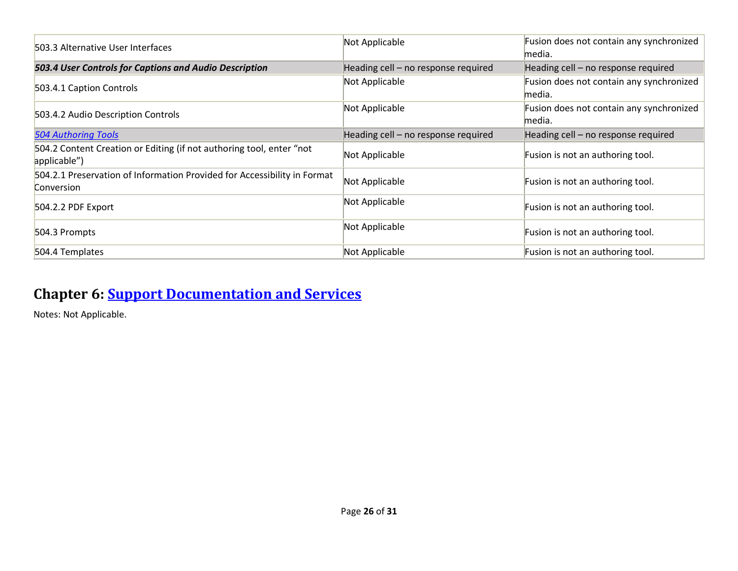| | | |
|---|---|---|
| 503.3 Alternative User Interfaces | Not Applicable | Fusion does not contain any synchronized media. |
| ***503.4 User Controls for Captions and Audio Description*** | Heading cell – no response required | Heading cell – no response required |
| 503.4.1 Caption Controls | Not Applicable | Fusion does not contain any synchronized media. |
| 503.4.2 Audio Description Controls | Not Applicable | Fusion does not contain any synchronized media. |
| *504 Authoring Tools* | Heading cell – no response required | Heading cell – no response required |
| 504.2 Content Creation or Editing (if not authoring tool, enter “not applicable”) | Not Applicable | Fusion is not an authoring tool. |
| 504.2.1 Preservation of Information Provided for Accessibility in Format Conversion | Not Applicable | Fusion is not an authoring tool. |
| 504.2.2 PDF Export | Not Applicable | Fusion is not an authoring tool. |
| 504.3 Prompts | Not Applicable | Fusion is not an authoring tool. |
| 504.4 Templates | Not Applicable | Fusion is not an authoring tool. |

## Chapter 6: Support Documentation and Services

Notes: Not Applicable.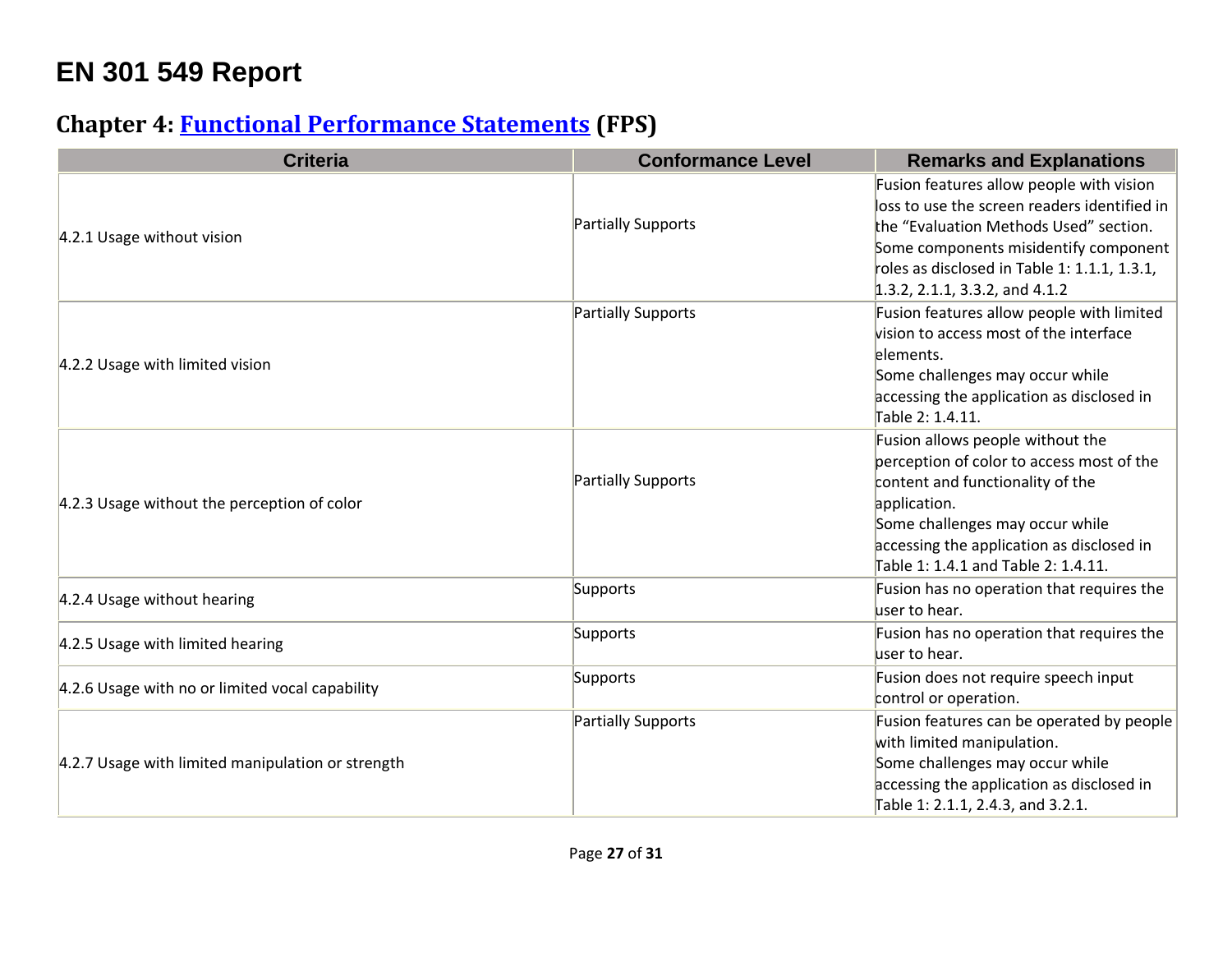# EN 301 549 Report

## Chapter 4: [Functional Performance Statements](#) (FPS)

| Criteria | Conformance Level | Remarks and Explanations |
| --- | --- | --- |
| 4.2.1 Usage without vision | Partially Supports | Fusion features allow people with vision loss to use the screen readers identified in the "Evaluation Methods Used" section. Some components misidentify component roles as disclosed in Table 1: 1.1.1, 1.3.1, 1.3.2, 2.1.1, 3.3.2, and 4.1.2 |
| 4.2.2 Usage with limited vision | Partially Supports | Fusion features allow people with limited vision to access most of the interface elements.<br>Some challenges may occur while accessing the application as disclosed in Table 2: 1.4.11. |
| 4.2.3 Usage without the perception of color | Partially Supports | Fusion allows people without the perception of color to access most of the content and functionality of the application.<br>Some challenges may occur while accessing the application as disclosed in Table 1: 1.4.1 and Table 2: 1.4.11. |
| 4.2.4 Usage without hearing | Supports | Fusion has no operation that requires the user to hear. |
| 4.2.5 Usage with limited hearing | Supports | Fusion has no operation that requires the user to hear. |
| 4.2.6 Usage with no or limited vocal capability | Supports | Fusion does not require speech input control or operation. |
| 4.2.7 Usage with limited manipulation or strength | Partially Supports | Fusion features can be operated by people with limited manipulation.<br>Some challenges may occur while accessing the application as disclosed in Table 1: 2.1.1, 2.4.3, and 3.2.1. |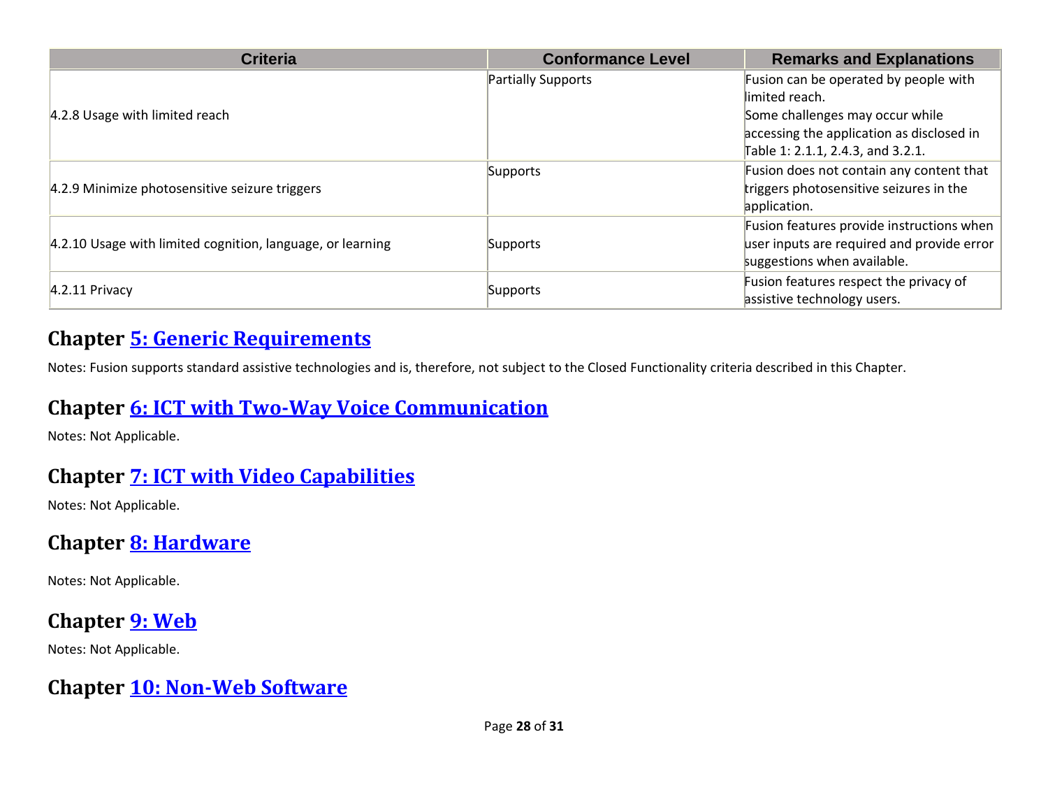| Criteria | Conformance Level | Remarks and Explanations |
| --- | --- | --- |
| 4.2.8 Usage with limited reach | Partially Supports | Fusion can be operated by people with limited reach.<br>Some challenges may occur while accessing the application as disclosed in Table 1: 2.1.1, 2.4.3, and 3.2.1. |
| 4.2.9 Minimize photosensitive seizure triggers | Supports | Fusion does not contain any content that triggers photosensitive seizures in the application. |
| 4.2.10 Usage with limited cognition, language, or learning | Supports | Fusion features provide instructions when user inputs are required and provide error suggestions when available. |
| 4.2.11 Privacy | Supports | Fusion features respect the privacy of assistive technology users. |

## Chapter [5: Generic Requirements]

Notes: Fusion supports standard assistive technologies and is, therefore, not subject to the Closed Functionality criteria described in this Chapter.

## Chapter [6: ICT with Two-Way Voice Communication]

Notes: Not Applicable.

## Chapter [7: ICT with Video Capabilities]

Notes: Not Applicable.

## Chapter [8: Hardware]

Notes: Not Applicable.

## Chapter [9: Web]

Notes: Not Applicable.

## Chapter [10: Non-Web Software]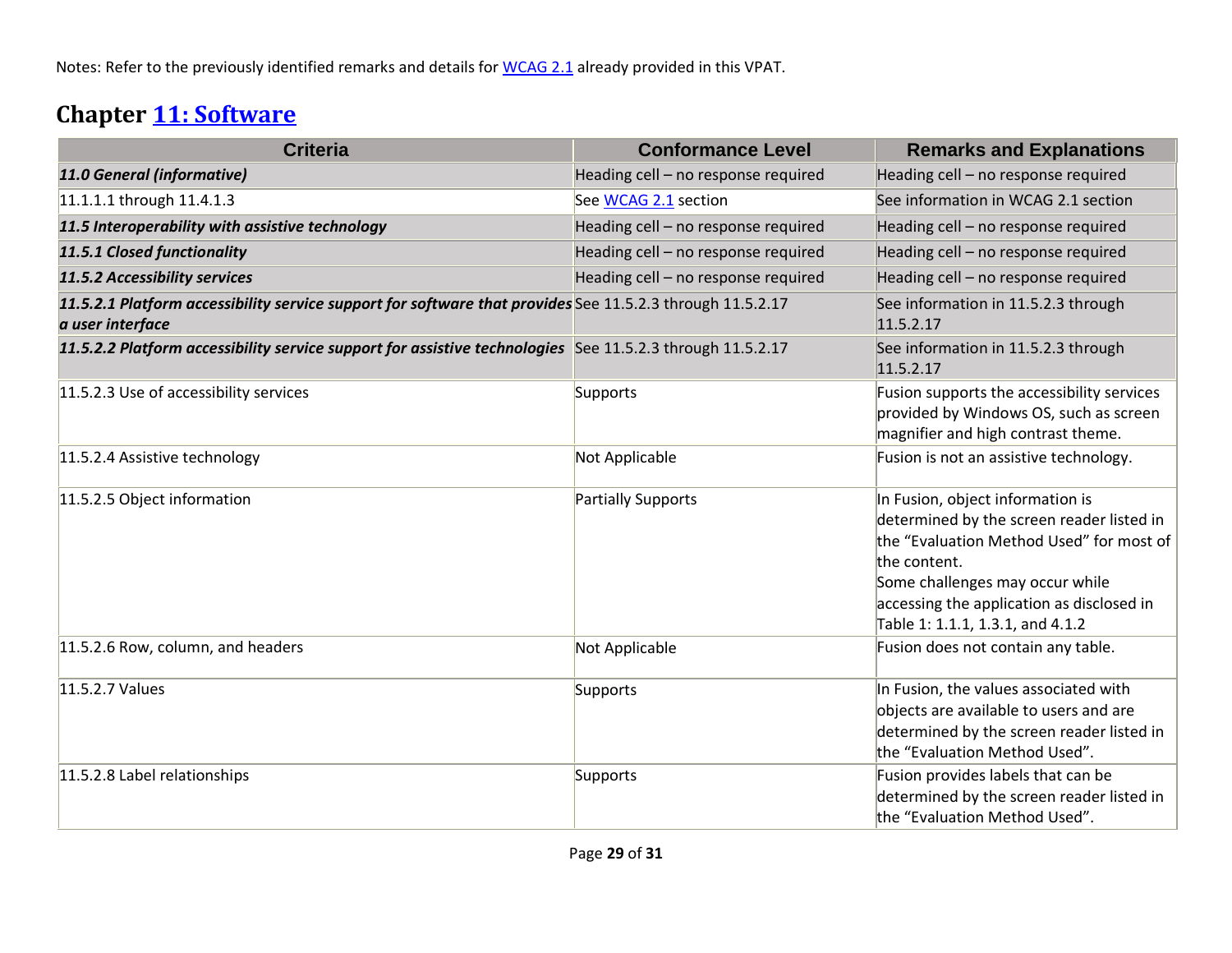Notes: Refer to the previously identified remarks and details for [WCAG 2.1](#) already provided in this VPAT.

## Chapter [11: Software](#)

| Criteria | Conformance Level | Remarks and Explanations |
|---|---|---|
| ***11.0 General (informative)*** | Heading cell – no response required | Heading cell – no response required |
| 11.1.1.1 through 11.4.1.3 | See WCAG 2.1 section | See information in WCAG 2.1 section |
| ***11.5 Interoperability with assistive technology*** | Heading cell – no response required | Heading cell – no response required |
| ***11.5.1 Closed functionality*** | Heading cell – no response required | Heading cell – no response required |
| ***11.5.2 Accessibility services*** | Heading cell – no response required | Heading cell – no response required |
| ***11.5.2.1 Platform accessibility service support for software that provides a user interface*** | See 11.5.2.3 through 11.5.2.17 | See information in 11.5.2.3 through 11.5.2.17 |
| ***11.5.2.2 Platform accessibility service support for assistive technologies*** | See 11.5.2.3 through 11.5.2.17 | See information in 11.5.2.3 through 11.5.2.17 |
| 11.5.2.3 Use of accessibility services | Supports | Fusion supports the accessibility services provided by Windows OS, such as screen magnifier and high contrast theme. |
| 11.5.2.4 Assistive technology | Not Applicable | Fusion is not an assistive technology. |
| 11.5.2.5 Object information | Partially Supports | In Fusion, object information is determined by the screen reader listed in the "Evaluation Method Used" for most of the content.<br>Some challenges may occur while accessing the application as disclosed in Table 1: 1.1.1, 1.3.1, and 4.1.2 |
| 11.5.2.6 Row, column, and headers | Not Applicable | Fusion does not contain any table. |
| 11.5.2.7 Values | Supports | In Fusion, the values associated with objects are available to users and are determined by the screen reader listed in the "Evaluation Method Used". |
| 11.5.2.8 Label relationships | Supports | Fusion provides labels that can be determined by the screen reader listed in the "Evaluation Method Used". |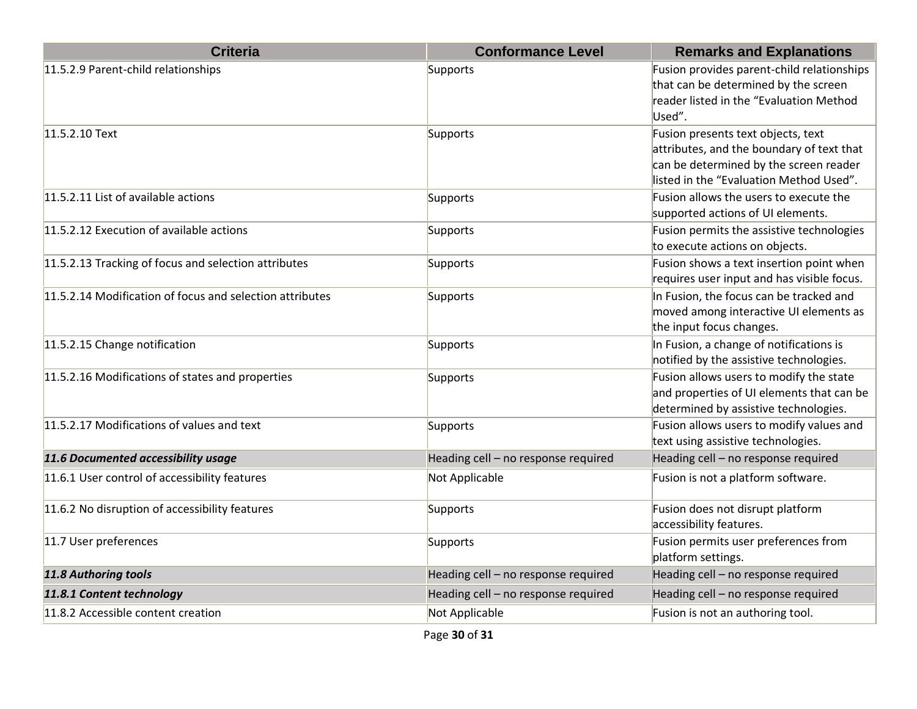| Criteria | Conformance Level | Remarks and Explanations |
| --- | --- | --- |
| 11.5.2.9 Parent-child relationships | Supports | Fusion provides parent-child relationships that can be determined by the screen reader listed in the “Evaluation Method Used”. |
| 11.5.2.10 Text | Supports | Fusion presents text objects, text attributes, and the boundary of text that can be determined by the screen reader listed in the “Evaluation Method Used”. |
| 11.5.2.11 List of available actions | Supports | Fusion allows the users to execute the supported actions of UI elements. |
| 11.5.2.12 Execution of available actions | Supports | Fusion permits the assistive technologies to execute actions on objects. |
| 11.5.2.13 Tracking of focus and selection attributes | Supports | Fusion shows a text insertion point when requires user input and has visible focus. |
| 11.5.2.14 Modification of focus and selection attributes | Supports | In Fusion, the focus can be tracked and moved among interactive UI elements as the input focus changes. |
| 11.5.2.15 Change notification | Supports | In Fusion, a change of notifications is notified by the assistive technologies. |
| 11.5.2.16 Modifications of states and properties | Supports | Fusion allows users to modify the state and properties of UI elements that can be determined by assistive technologies. |
| 11.5.2.17 Modifications of values and text | Supports | Fusion allows users to modify values and text using assistive technologies. |
| ***11.6 Documented accessibility usage*** | Heading cell – no response required | Heading cell – no response required |
| 11.6.1 User control of accessibility features | Not Applicable | Fusion is not a platform software. |
| 11.6.2 No disruption of accessibility features | Supports | Fusion does not disrupt platform accessibility features. |
| 11.7 User preferences | Supports | Fusion permits user preferences from platform settings. |
| ***11.8 Authoring tools*** | Heading cell – no response required | Heading cell – no response required |
| ***11.8.1 Content technology*** | Heading cell – no response required | Heading cell – no response required |
| 11.8.2 Accessible content creation | Not Applicable | Fusion is not an authoring tool. |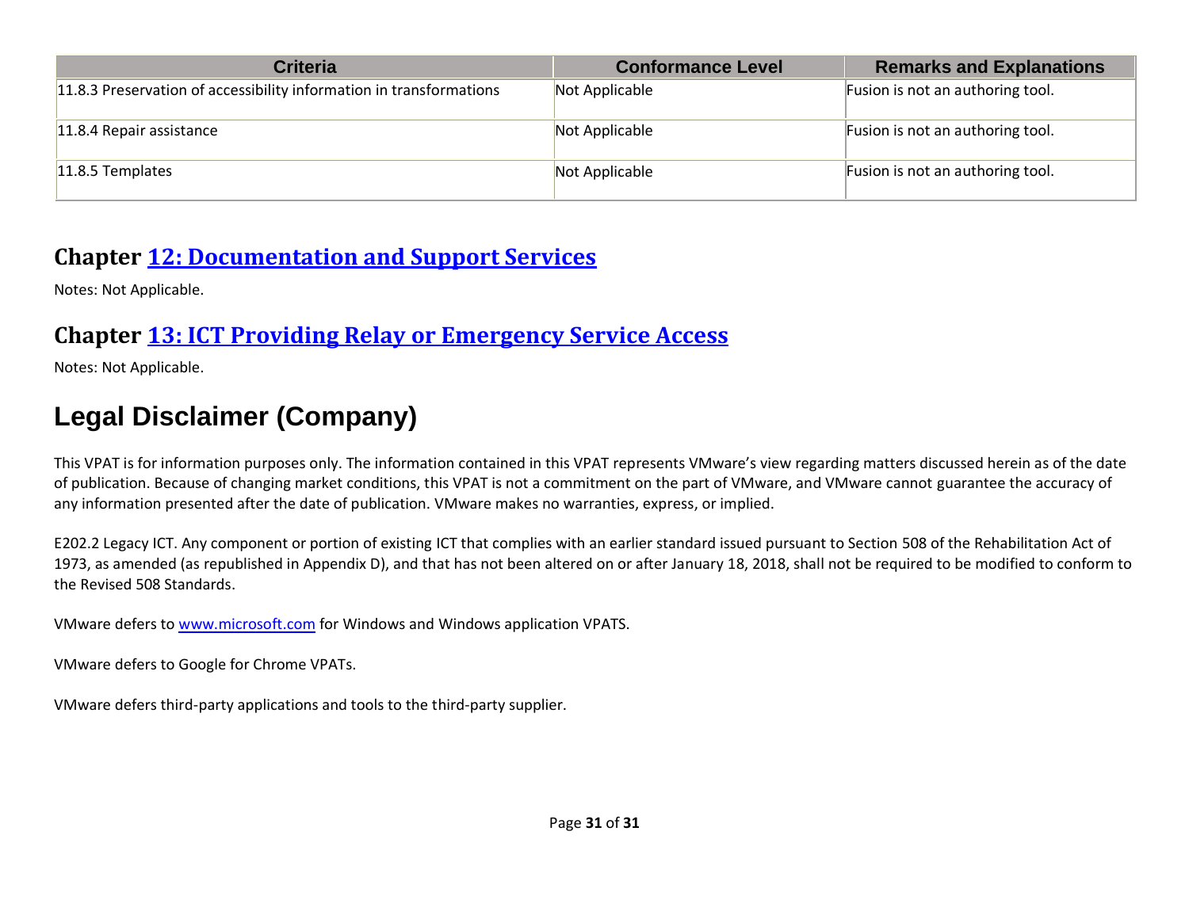| Criteria | Conformance Level | Remarks and Explanations |
|---|---|---|
| 11.8.3 Preservation of accessibility information in transformations | Not Applicable | Fusion is not an authoring tool. |
| 11.8.4 Repair assistance | Not Applicable | Fusion is not an authoring tool. |
| 11.8.5 Templates | Not Applicable | Fusion is not an authoring tool. |

## Chapter [12: Documentation and Support Services]

Notes: Not Applicable.

## Chapter [13: ICT Providing Relay or Emergency Service Access]

Notes: Not Applicable.

# Legal Disclaimer (Company)

This VPAT is for information purposes only. The information contained in this VPAT represents VMware's view regarding matters discussed herein as of the date of publication. Because of changing market conditions, this VPAT is not a commitment on the part of VMware, and VMware cannot guarantee the accuracy of any information presented after the date of publication. VMware makes no warranties, express, or implied.

E202.2 Legacy ICT. Any component or portion of existing ICT that complies with an earlier standard issued pursuant to Section 508 of the Rehabilitation Act of 1973, as amended (as republished in Appendix D), and that has not been altered on or after January 18, 2018, shall not be required to be modified to conform to the Revised 508 Standards.

VMware defers to www.microsoft.com for Windows and Windows application VPATS.

VMware defers to Google for Chrome VPATs.

VMware defers third-party applications and tools to the third-party supplier.